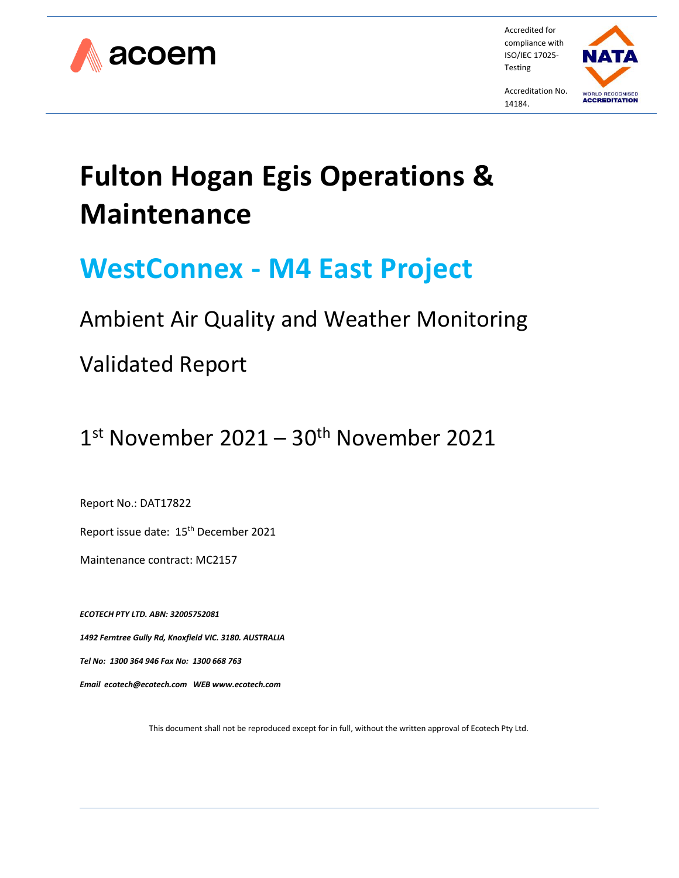acoem

Accredited for compliance with ISO/IEC 17025-Testing

Accreditation No. 14184.

# Fulton Hogan Egis Operations & Maintenance

## WestConnex - M4 East Project

Ambient Air Quality and Weather Monitoring

Validated Report

1st November 2021 – 30th November 2021

Report No.: DAT17822

Report issue date: 15th December 2021

Maintenance contract: MC2157

***ECOTECH PTY LTD. ABN: 32005752081***

***1492 Ferntree Gully Rd, Knoxfield VIC. 3180. AUSTRALIA***

***Tel No: 1300 364 946 Fax No: 1300 668 763***

***Email ecotech@ecotech.com WEB www.ecotech.com***

This document shall not be reproduced except for in full, without the written approval of Ecotech Pty Ltd.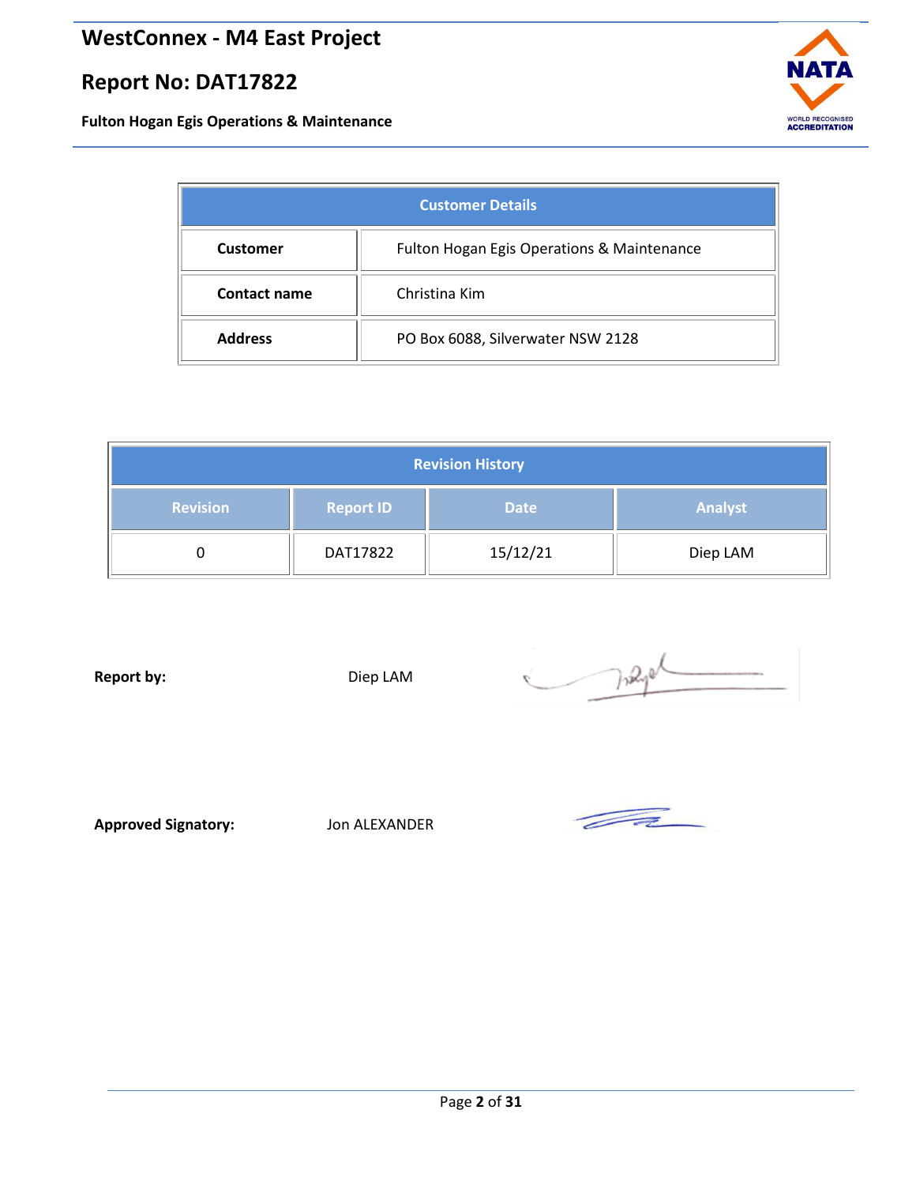| Customer Details | |
|---|---|
| **Customer** | Fulton Hogan Egis Operations & Maintenance |
| **Contact name** | Christina Kim |
| **Address** | PO Box 6088, Silverwater NSW 2128 |

| Revision History | | | |
|---|---|---|---|
| **Revision** | **Report ID** | **Date** | **Analyst** |
| 0 | DAT17822 | 15/12/21 | Diep LAM |

**Report by:** Diep LAM

**Approved Signatory:** Jon ALEXANDER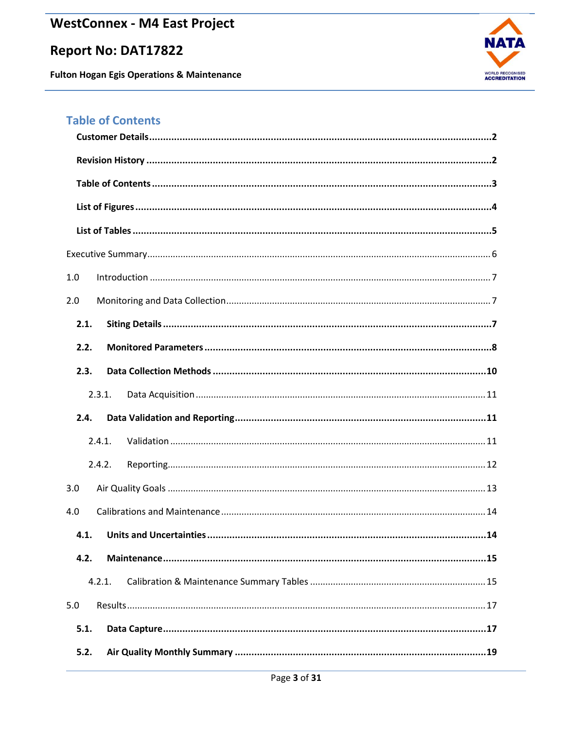# Table of Contents

**Customer Details** .......... 2

**Revision History** .......... 2

**Table of Contents** .......... 3

**List of Figures** .......... 4

**List of Tables** .......... 5

Executive Summary .......... 6

1.0 Introduction .......... 7

2.0 Monitoring and Data Collection .......... 7

**2.1. Siting Details** .......... 7

**2.2. Monitored Parameters** .......... 8

**2.3. Data Collection Methods** .......... 10

2.3.1. Data Acquisition .......... 11

**2.4. Data Validation and Reporting** .......... 11

2.4.1. Validation .......... 11

2.4.2. Reporting .......... 12

3.0 Air Quality Goals .......... 13

4.0 Calibrations and Maintenance .......... 14

**4.1. Units and Uncertainties** .......... 14

**4.2. Maintenance** .......... 15

4.2.1. Calibration & Maintenance Summary Tables .......... 15

5.0 Results .......... 17

**5.1. Data Capture** .......... 17

**5.2. Air Quality Monthly Summary** .......... 19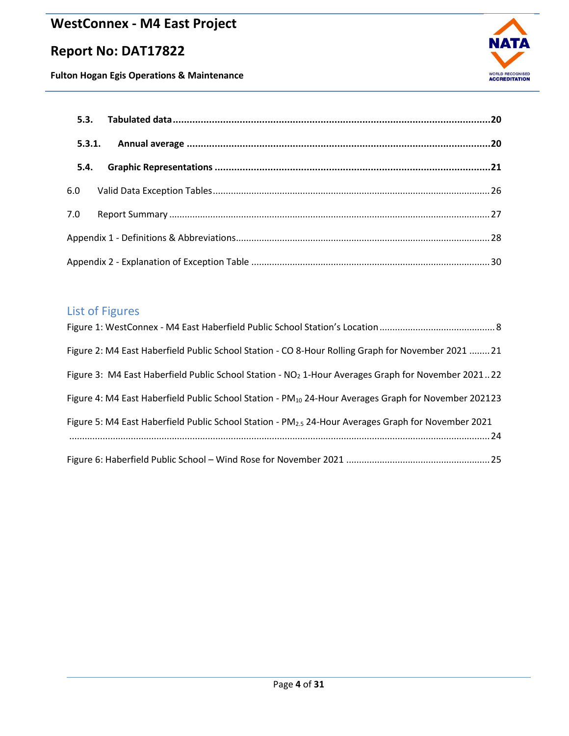**5.3. Tabulated data** .......... **20**

**5.3.1. Annual average** .......... **20**

**5.4. Graphic Representations** .......... **21**

6.0 Valid Data Exception Tables .......... 26

7.0 Report Summary .......... 27

Appendix 1 - Definitions & Abbreviations .......... 28

Appendix 2 - Explanation of Exception Table .......... 30

## List of Figures

Figure 1: WestConnex - M4 East Haberfield Public School Station's Location .......... 8

Figure 2: M4 East Haberfield Public School Station - CO 8-Hour Rolling Graph for November 2021 .......... 21

Figure 3: M4 East Haberfield Public School Station - $NO_2$ 1-Hour Averages Graph for November 2021 .......... 22

Figure 4: M4 East Haberfield Public School Station - $PM_{10}$ 24-Hour Averages Graph for November 2021 .......... 23

Figure 5: M4 East Haberfield Public School Station - $PM_{2.5}$ 24-Hour Averages Graph for November 2021 .......... 24

Figure 6: Haberfield Public School – Wind Rose for November 2021 .......... 25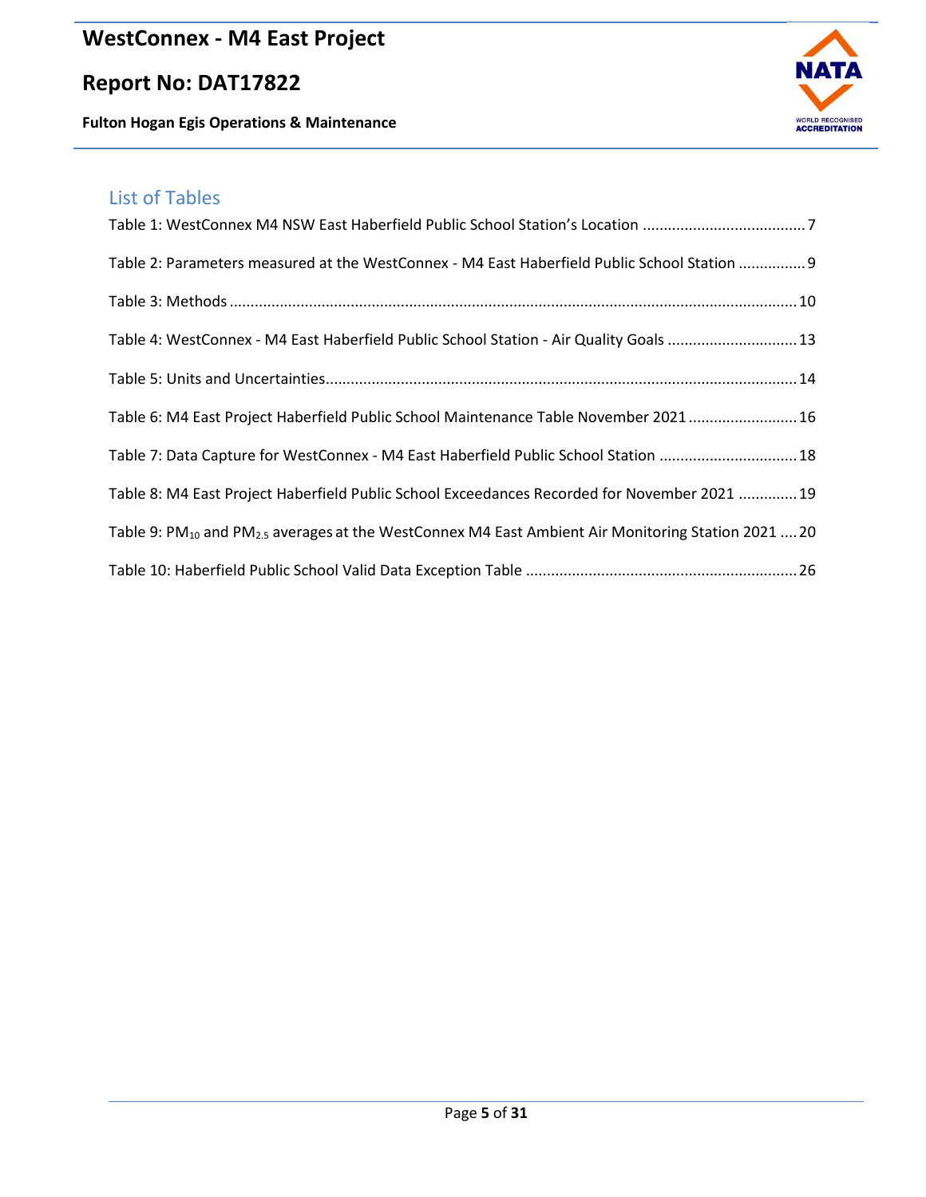## List of Tables

Table 1: WestConnex M4 NSW East Haberfield Public School Station's Location ....................................... 7

Table 2: Parameters measured at the WestConnex - M4 East Haberfield Public School Station ................ 9

Table 3: Methods ..................................................................................................................................... 10

Table 4: WestConnex - M4 East Haberfield Public School Station - Air Quality Goals ............................... 13

Table 5: Units and Uncertainties................................................................................................................ 14

Table 6: M4 East Project Haberfield Public School Maintenance Table November 2021 .......................... 16

Table 7: Data Capture for WestConnex - M4 East Haberfield Public School Station ................................. 18

Table 8: M4 East Project Haberfield Public School Exceedances Recorded for November 2021 .............. 19

Table 9: $PM_{10}$ and $PM_{2.5}$ averages at the WestConnex M4 East Ambient Air Monitoring Station 2021 .... 20

Table 10: Haberfield Public School Valid Data Exception Table ................................................................. 26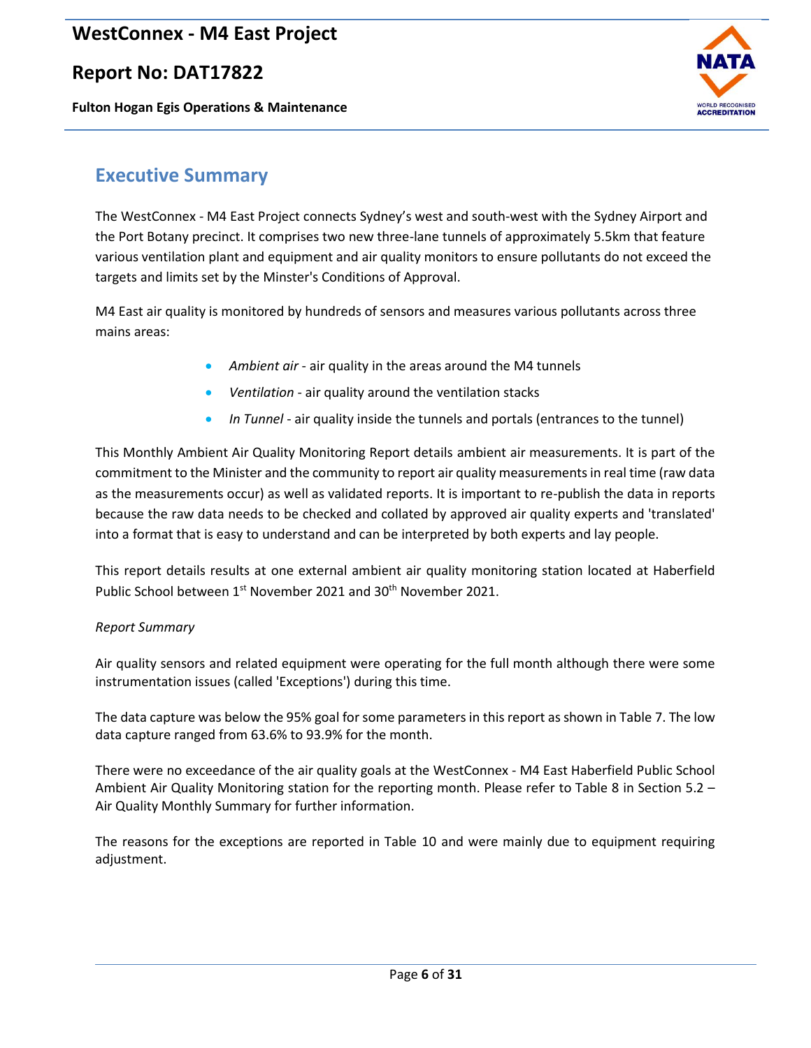## Executive Summary

The WestConnex - M4 East Project connects Sydney's west and south-west with the Sydney Airport and the Port Botany precinct. It comprises two new three-lane tunnels of approximately 5.5km that feature various ventilation plant and equipment and air quality monitors to ensure pollutants do not exceed the targets and limits set by the Minster's Conditions of Approval.

M4 East air quality is monitored by hundreds of sensors and measures various pollutants across three mains areas:

- *Ambient air* - air quality in the areas around the M4 tunnels
- *Ventilation* - air quality around the ventilation stacks
- *In Tunnel* - air quality inside the tunnels and portals (entrances to the tunnel)

This Monthly Ambient Air Quality Monitoring Report details ambient air measurements. It is part of the commitment to the Minister and the community to report air quality measurements in real time (raw data as the measurements occur) as well as validated reports. It is important to re-publish the data in reports because the raw data needs to be checked and collated by approved air quality experts and 'translated' into a format that is easy to understand and can be interpreted by both experts and lay people.

This report details results at one external ambient air quality monitoring station located at Haberfield Public School between 1st November 2021 and 30th November 2021.

*Report Summary*

Air quality sensors and related equipment were operating for the full month although there were some instrumentation issues (called 'Exceptions') during this time.

The data capture was below the 95% goal for some parameters in this report as shown in Table 7. The low data capture ranged from 63.6% to 93.9% for the month.

There were no exceedance of the air quality goals at the WestConnex - M4 East Haberfield Public School Ambient Air Quality Monitoring station for the reporting month. Please refer to Table 8 in Section 5.2 – Air Quality Monthly Summary for further information.

The reasons for the exceptions are reported in Table 10 and were mainly due to equipment requiring adjustment.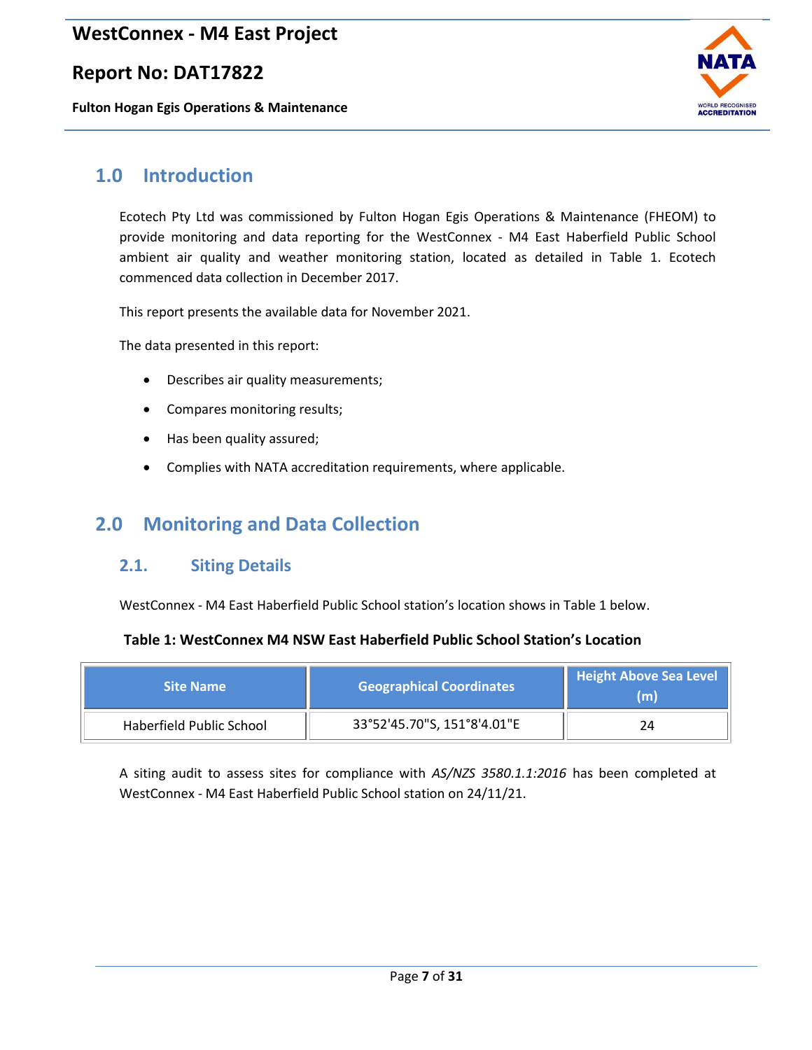# 1.0 Introduction

Ecotech Pty Ltd was commissioned by Fulton Hogan Egis Operations & Maintenance (FHEOM) to provide monitoring and data reporting for the WestConnex - M4 East Haberfield Public School ambient air quality and weather monitoring station, located as detailed in Table 1. Ecotech commenced data collection in December 2017.

This report presents the available data for November 2021.

The data presented in this report:

- Describes air quality measurements;
- Compares monitoring results;
- Has been quality assured;
- Complies with NATA accreditation requirements, where applicable.

# 2.0 Monitoring and Data Collection

## 2.1. Siting Details

WestConnex - M4 East Haberfield Public School station's location shows in Table 1 below.

**Table 1: WestConnex M4 NSW East Haberfield Public School Station's Location**

| Site Name | Geographical Coordinates | Height Above Sea Level (m) |
|---|---|---|
| Haberfield Public School | 33°52'45.70"S, 151°8'4.01"E | 24 |

A siting audit to assess sites for compliance with *AS/NZS 3580.1.1:2016* has been completed at WestConnex - M4 East Haberfield Public School station on 24/11/21.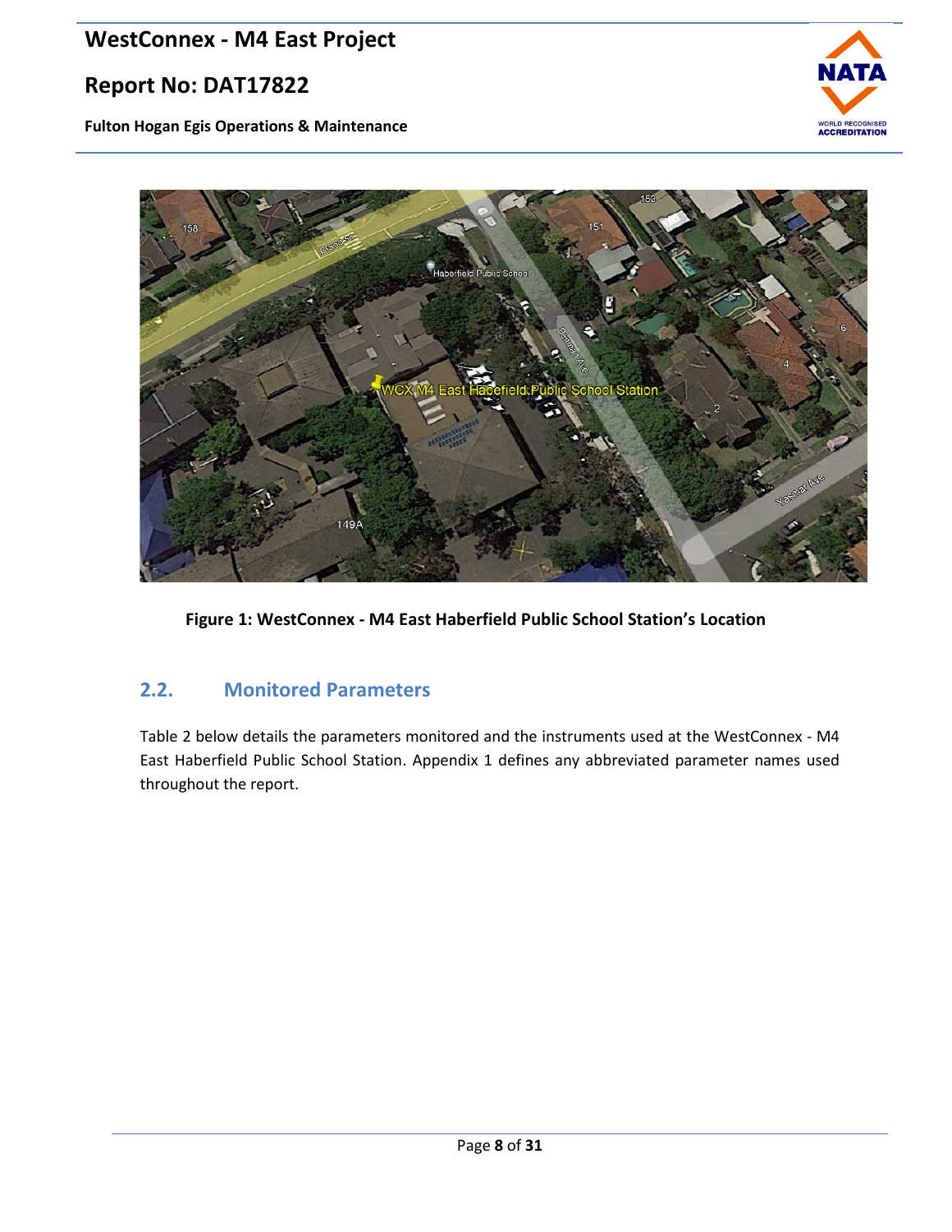**Figure 1: WestConnex - M4 East Haberfield Public School Station's Location**

## 2.2. Monitored Parameters

Table 2 below details the parameters monitored and the instruments used at the WestConnex - M4 East Haberfield Public School Station. Appendix 1 defines any abbreviated parameter names used throughout the report.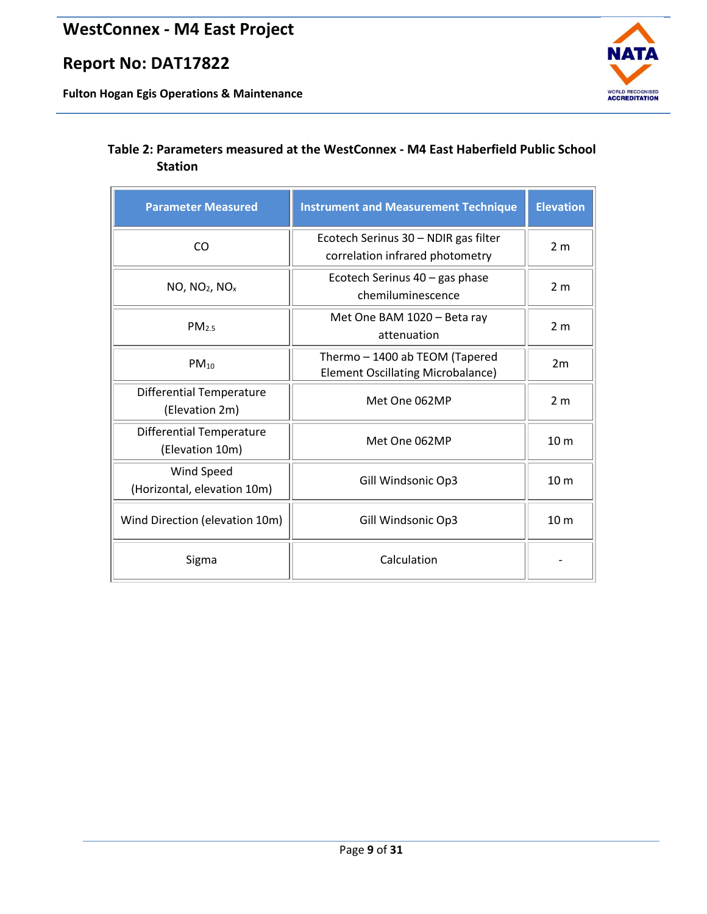**Table 2: Parameters measured at the WestConnex - M4 East Haberfield Public School Station**

| Parameter Measured | Instrument and Measurement Technique | Elevation |
|---|---|---|
| CO | Ecotech Serinus 30 – NDIR gas filter correlation infrared photometry | 2 m |
| NO, $NO_2$, $NO_x$ | Ecotech Serinus 40 – gas phase chemiluminescence | 2 m |
| $PM_{2.5}$ | Met One BAM 1020 – Beta ray attenuation | 2 m |
| $PM_{10}$ | Thermo – 1400 ab TEOM (Tapered Element Oscillating Microbalance) | 2m |
| Differential Temperature (Elevation 2m) | Met One 062MP | 2 m |
| Differential Temperature (Elevation 10m) | Met One 062MP | 10 m |
| Wind Speed (Horizontal, elevation 10m) | Gill Windsonic Op3 | 10 m |
| Wind Direction (elevation 10m) | Gill Windsonic Op3 | 10 m |
| Sigma | Calculation | - |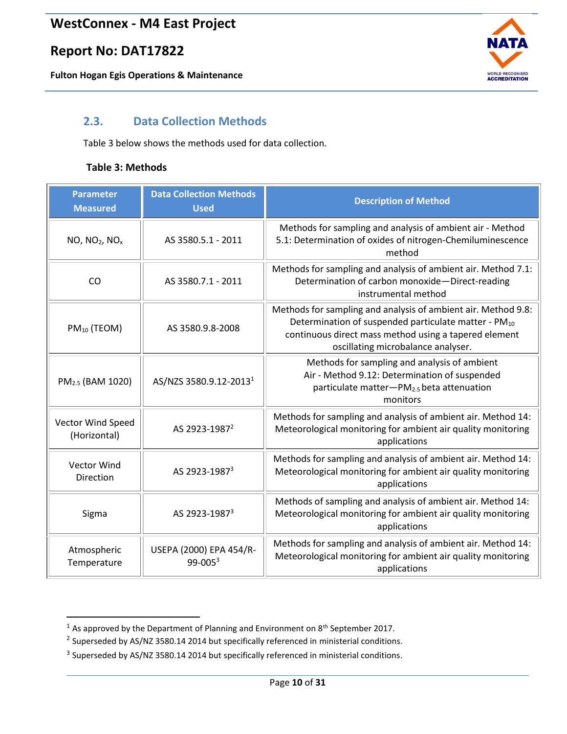## 2.3. Data Collection Methods

Table 3 below shows the methods used for data collection.

**Table 3: Methods**

| Parameter Measured | Data Collection Methods Used | Description of Method |
|---|---|---|
| NO, $NO_2$, $NO_x$ | AS 3580.5.1 - 2011 | Methods for sampling and analysis of ambient air - Method 5.1: Determination of oxides of nitrogen-Chemiluminescence method |
| CO | AS 3580.7.1 - 2011 | Methods for sampling and analysis of ambient air. Method 7.1: Determination of carbon monoxide—Direct-reading instrumental method |
| $PM_{10}$ (TEOM) | AS 3580.9.8-2008 | Methods for sampling and analysis of ambient air. Method 9.8: Determination of suspended particulate matter - $PM_{10}$ continuous direct mass method using a tapered element oscillating microbalance analyser. |
| $PM_{2.5}$ (BAM 1020) | AS/NZS 3580.9.12-2013[1] | Methods for sampling and analysis of ambient Air - Method 9.12: Determination of suspended particulate matter—$PM_{2.5}$ beta attenuation monitors |
| Vector Wind Speed (Horizontal) | AS 2923-1987[2] | Methods for sampling and analysis of ambient air. Method 14: Meteorological monitoring for ambient air quality monitoring applications |
| Vector Wind Direction | AS 2923-1987[3] | Methods for sampling and analysis of ambient air. Method 14: Meteorological monitoring for ambient air quality monitoring applications |
| Sigma | AS 2923-1987[3] | Methods of sampling and analysis of ambient air. Method 14: Meteorological monitoring for ambient air quality monitoring applications |
| Atmospheric Temperature | USEPA (2000) EPA 454/R-99-005[3] | Methods for sampling and analysis of ambient air. Method 14: Meteorological monitoring for ambient air quality monitoring applications |

[1] As approved by the Department of Planning and Environment on 8th September 2017.

[2] Superseded by AS/NZ 3580.14 2014 but specifically referenced in ministerial conditions.

[3] Superseded by AS/NZ 3580.14 2014 but specifically referenced in ministerial conditions.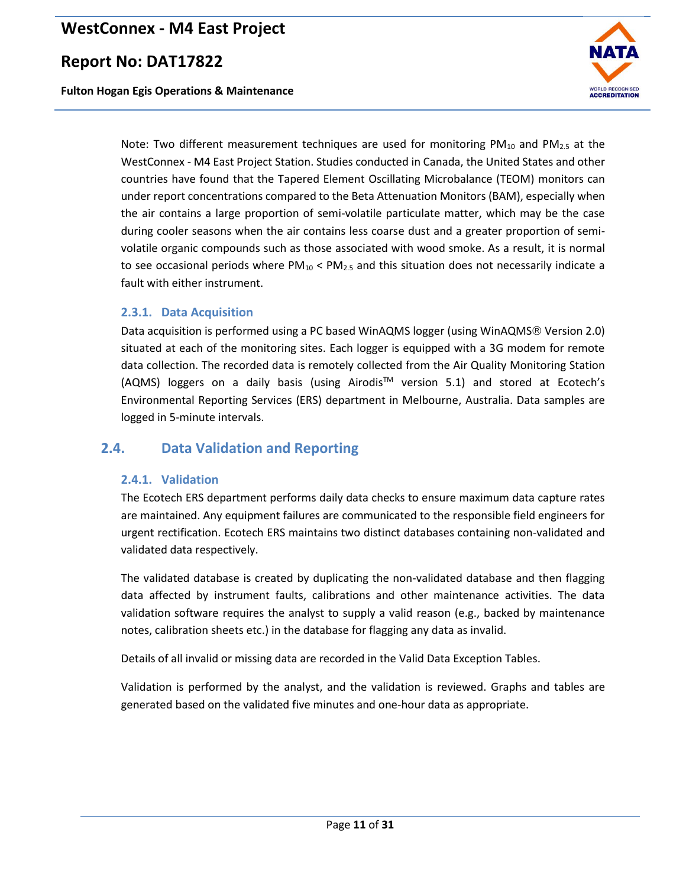Note: Two different measurement techniques are used for monitoring $PM_{10}$ and $PM_{2.5}$ at the WestConnex - M4 East Project Station. Studies conducted in Canada, the United States and other countries have found that the Tapered Element Oscillating Microbalance (TEOM) monitors can under report concentrations compared to the Beta Attenuation Monitors (BAM), especially when the air contains a large proportion of semi-volatile particulate matter, which may be the case during cooler seasons when the air contains less coarse dust and a greater proportion of semi-volatile organic compounds such as those associated with wood smoke. As a result, it is normal to see occasional periods where $PM_{10} < PM_{2.5}$ and this situation does not necessarily indicate a fault with either instrument.

### 2.3.1. Data Acquisition

Data acquisition is performed using a PC based WinAQMS logger (using WinAQMS® Version 2.0) situated at each of the monitoring sites. Each logger is equipped with a 3G modem for remote data collection. The recorded data is remotely collected from the Air Quality Monitoring Station (AQMS) loggers on a daily basis (using Airodis™ version 5.1) and stored at Ecotech's Environmental Reporting Services (ERS) department in Melbourne, Australia. Data samples are logged in 5-minute intervals.

## 2.4. Data Validation and Reporting

### 2.4.1. Validation

The Ecotech ERS department performs daily data checks to ensure maximum data capture rates are maintained. Any equipment failures are communicated to the responsible field engineers for urgent rectification. Ecotech ERS maintains two distinct databases containing non-validated and validated data respectively.

The validated database is created by duplicating the non-validated database and then flagging data affected by instrument faults, calibrations and other maintenance activities. The data validation software requires the analyst to supply a valid reason (e.g., backed by maintenance notes, calibration sheets etc.) in the database for flagging any data as invalid.

Details of all invalid or missing data are recorded in the Valid Data Exception Tables.

Validation is performed by the analyst, and the validation is reviewed. Graphs and tables are generated based on the validated five minutes and one-hour data as appropriate.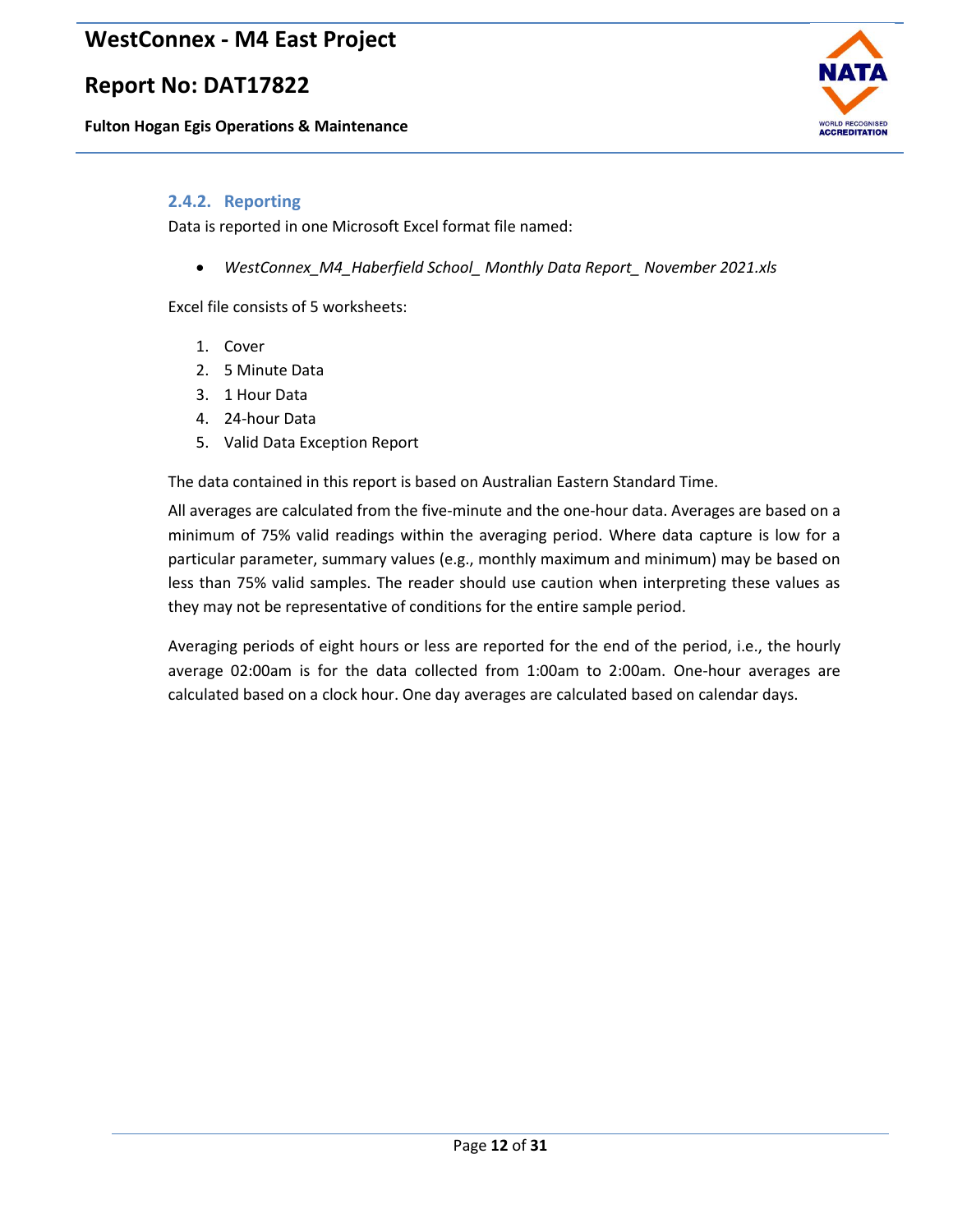### 2.4.2. Reporting

Data is reported in one Microsoft Excel format file named:

- *WestConnex_M4_Haberfield School_ Monthly Data Report_ November 2021.xls*

Excel file consists of 5 worksheets:

1. Cover
2. 5 Minute Data
3. 1 Hour Data
4. 24-hour Data
5. Valid Data Exception Report

The data contained in this report is based on Australian Eastern Standard Time.

All averages are calculated from the five-minute and the one-hour data. Averages are based on a minimum of 75% valid readings within the averaging period. Where data capture is low for a particular parameter, summary values (e.g., monthly maximum and minimum) may be based on less than 75% valid samples. The reader should use caution when interpreting these values as they may not be representative of conditions for the entire sample period.

Averaging periods of eight hours or less are reported for the end of the period, i.e., the hourly average 02:00am is for the data collected from 1:00am to 2:00am. One-hour averages are calculated based on a clock hour. One day averages are calculated based on calendar days.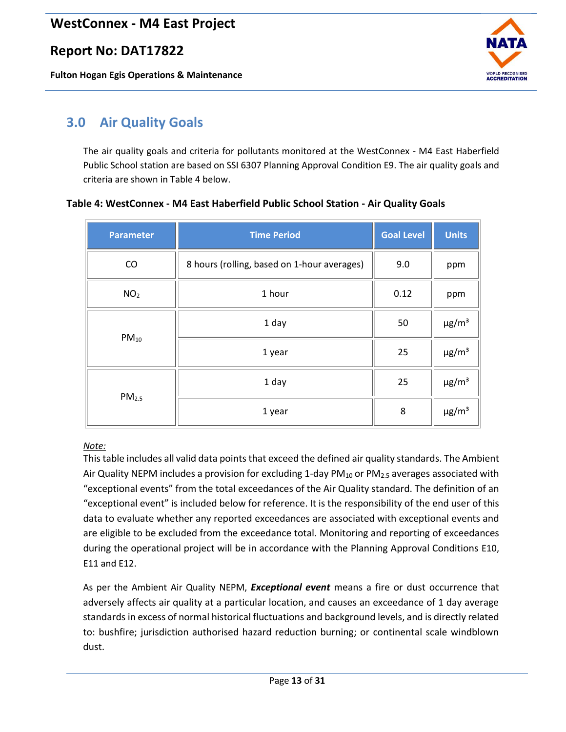## 3.0 Air Quality Goals

The air quality goals and criteria for pollutants monitored at the WestConnex - M4 East Haberfield Public School station are based on SSI 6307 Planning Approval Condition E9. The air quality goals and criteria are shown in Table 4 below.

**Table 4: WestConnex - M4 East Haberfield Public School Station - Air Quality Goals**

| Parameter | Time Period | Goal Level | Units |
|---|---|---|---|
| CO | 8 hours (rolling, based on 1-hour averages) | 9.0 | ppm |
| $NO_2$ | 1 hour | 0.12 | ppm |
| $PM_{10}$ | 1 day | 50 | µg/m³ |
| | 1 year | 25 | µg/m³ |
| $PM_{2.5}$ | 1 day | 25 | µg/m³ |
| | 1 year | 8 | µg/m³ |

*Note:*
This table includes all valid data points that exceed the defined air quality standards. The Ambient Air Quality NEPM includes a provision for excluding 1-day $PM_{10}$ or $PM_{2.5}$ averages associated with "exceptional events" from the total exceedances of the Air Quality standard. The definition of an "exceptional event" is included below for reference. It is the responsibility of the end user of this data to evaluate whether any reported exceedances are associated with exceptional events and are eligible to be excluded from the exceedance total. Monitoring and reporting of exceedances during the operational project will be in accordance with the Planning Approval Conditions E10, E11 and E12.

As per the Ambient Air Quality NEPM, ***Exceptional event*** means a fire or dust occurrence that adversely affects air quality at a particular location, and causes an exceedance of 1 day average standards in excess of normal historical fluctuations and background levels, and is directly related to: bushfire; jurisdiction authorised hazard reduction burning; or continental scale windblown dust.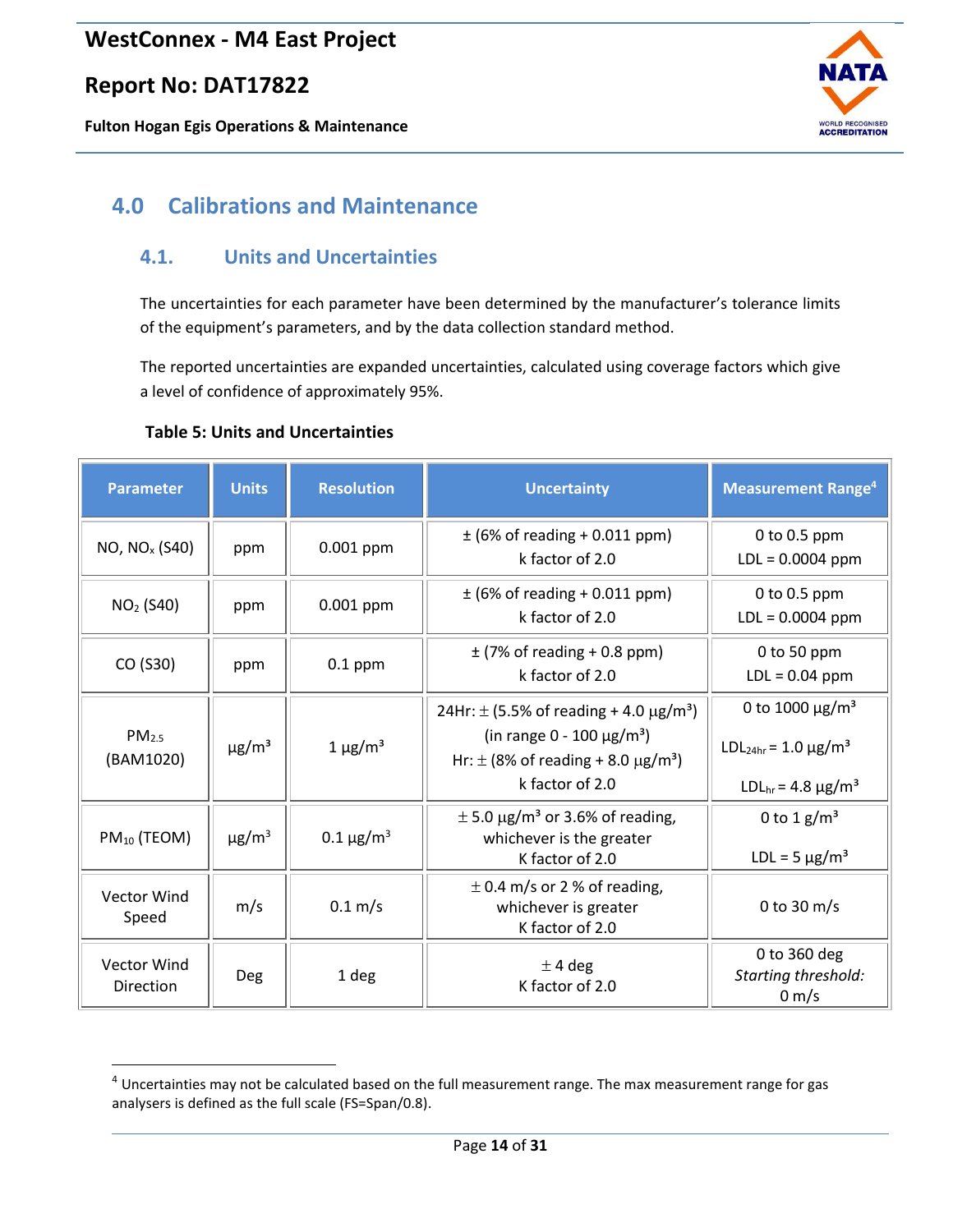## 4.0 Calibrations and Maintenance

### 4.1. Units and Uncertainties

The uncertainties for each parameter have been determined by the manufacturer's tolerance limits of the equipment's parameters, and by the data collection standard method.

The reported uncertainties are expanded uncertainties, calculated using coverage factors which give a level of confidence of approximately 95%.

**Table 5: Units and Uncertainties**

| Parameter | Units | Resolution | Uncertainty | Measurement Range[4] |
|---|---|---|---|---|
| NO, $NO_x$ (S40) | ppm | 0.001 ppm | ± (6% of reading + 0.011 ppm) k factor of 2.0 | 0 to 0.5 ppm LDL = 0.0004 ppm |
| $NO_2$ (S40) | ppm | 0.001 ppm | ± (6% of reading + 0.011 ppm) k factor of 2.0 | 0 to 0.5 ppm LDL = 0.0004 ppm |
| CO (S30) | ppm | 0.1 ppm | ± (7% of reading + 0.8 ppm) k factor of 2.0 | 0 to 50 ppm LDL = 0.04 ppm |
| $PM_{2.5}$ (BAM1020) | μg/m³ | 1 μg/m³ | 24Hr: ± (5.5% of reading + 4.0 μg/m³) (in range 0 - 100 μg/m³) Hr: ± (8% of reading + 8.0 μg/m³) k factor of 2.0 | 0 to 1000 μg/m³ $LDL_{24hr}$ = 1.0 μg/m³ $LDL_{hr}$ = 4.8 μg/m³ |
| $PM_{10}$ (TEOM) | μg/m³ | 0.1 μg/m³ | ± 5.0 μg/m³ or 3.6% of reading, whichever is the greater K factor of 2.0 | 0 to 1 g/m³ LDL = 5 μg/m³ |
| Vector Wind Speed | m/s | 0.1 m/s | ± 0.4 m/s or 2 % of reading, whichever is greater K factor of 2.0 | 0 to 30 m/s |
| Vector Wind Direction | Deg | 1 deg | ± 4 deg K factor of 2.0 | 0 to 360 deg *Starting threshold:* 0 m/s |

[4] Uncertainties may not be calculated based on the full measurement range. The max measurement range for gas analysers is defined as the full scale (FS=Span/0.8).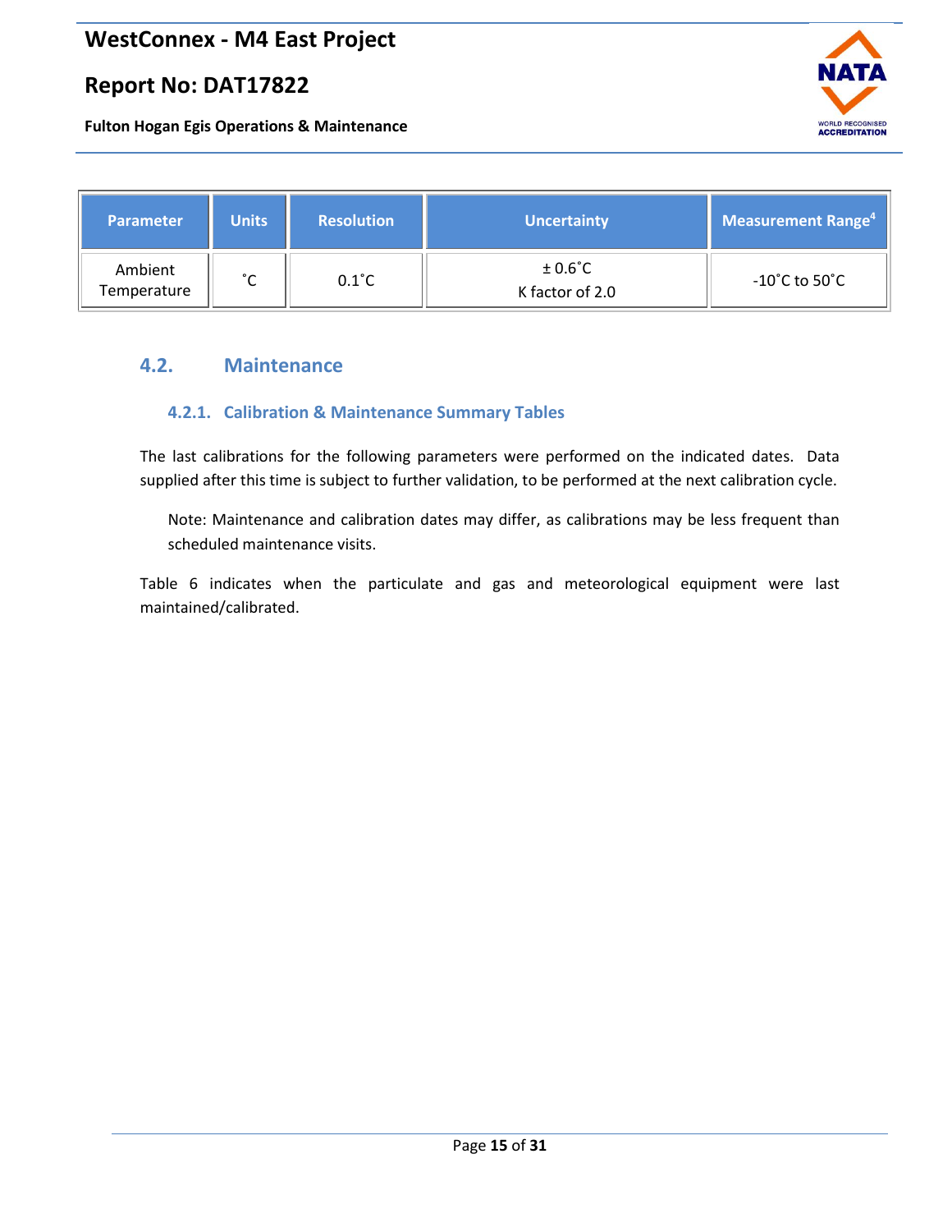| Parameter | Units | Resolution | Uncertainty | Measurement Range[4] |
| --- | --- | --- | --- | --- |
| Ambient Temperature | ˚C | 0.1˚C | ± 0.6˚C<br>K factor of 2.0 | -10˚C to 50˚C |

## 4.2. Maintenance

### 4.2.1. Calibration & Maintenance Summary Tables

The last calibrations for the following parameters were performed on the indicated dates. Data supplied after this time is subject to further validation, to be performed at the next calibration cycle.

> Note: Maintenance and calibration dates may differ, as calibrations may be less frequent than scheduled maintenance visits.

Table 6 indicates when the particulate and gas and meteorological equipment were last maintained/calibrated.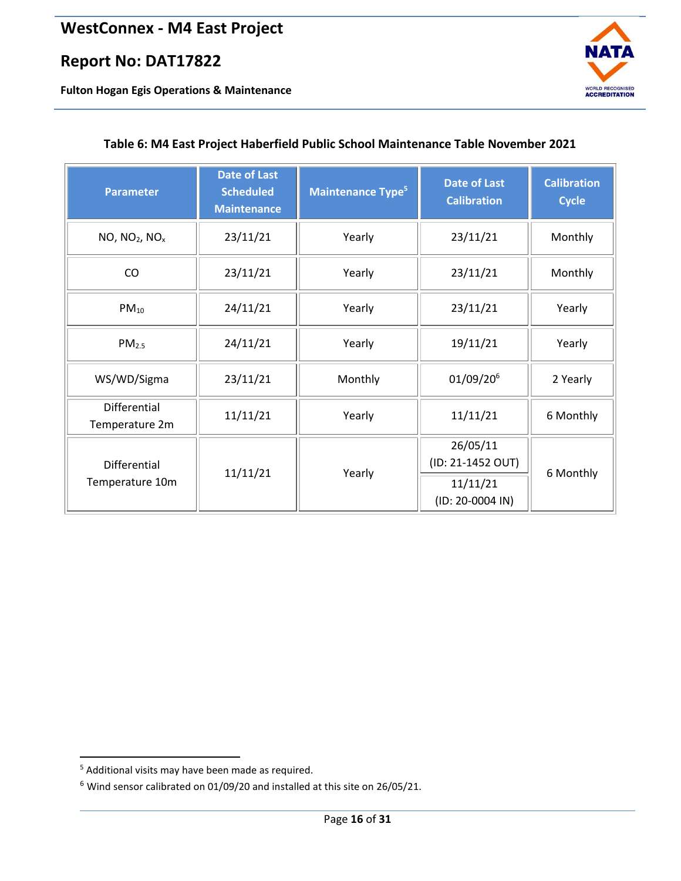**Table 6: M4 East Project Haberfield Public School Maintenance Table November 2021**

| Parameter | Date of Last Scheduled Maintenance | Maintenance Type[5] | Date of Last Calibration | Calibration Cycle |
|---|---|---|---|---|
| NO, $NO_2$, $NO_x$ | 23/11/21 | Yearly | 23/11/21 | Monthly |
| CO | 23/11/21 | Yearly | 23/11/21 | Monthly |
| $PM_{10}$ | 24/11/21 | Yearly | 23/11/21 | Yearly |
| $PM_{2.5}$ | 24/11/21 | Yearly | 19/11/21 | Yearly |
| WS/WD/Sigma | 23/11/21 | Monthly | 01/09/20[6] | 2 Yearly |
| Differential Temperature 2m | 11/11/21 | Yearly | 11/11/21 | 6 Monthly |
| Differential Temperature 10m | 11/11/21 | Yearly | 26/05/11 (ID: 21-1452 OUT)<br>11/11/21 (ID: 20-0004 IN) | 6 Monthly |

[5] Additional visits may have been made as required.

[6] Wind sensor calibrated on 01/09/20 and installed at this site on 26/05/21.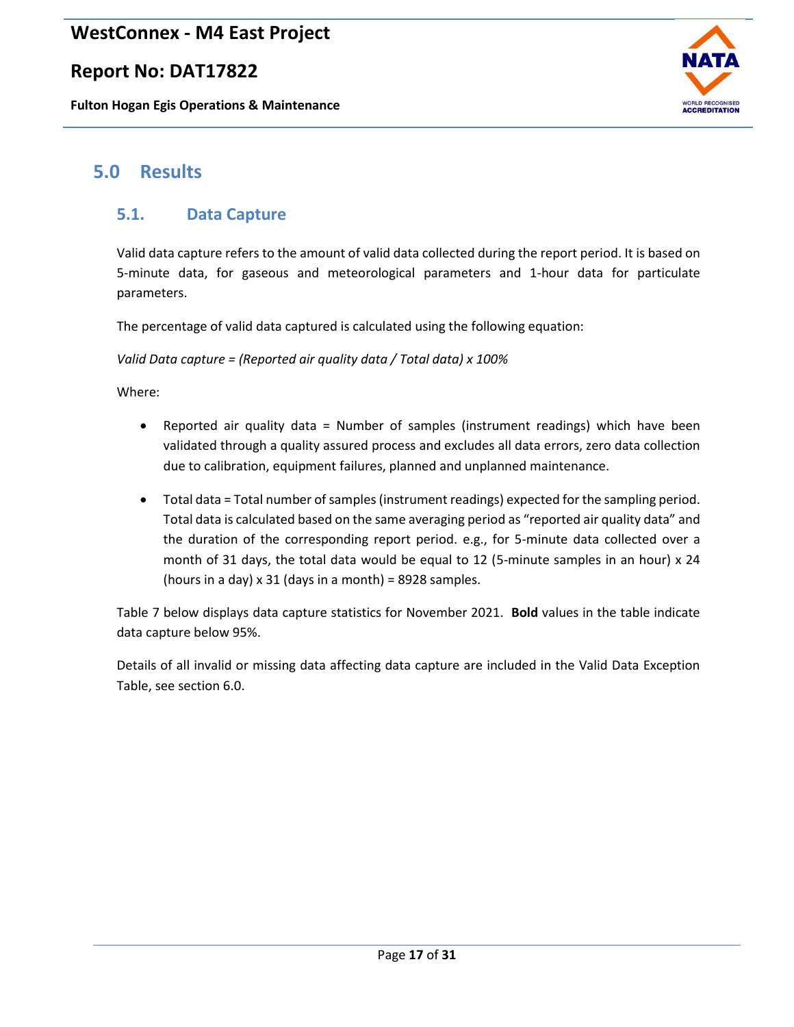# 5.0 Results

## 5.1. Data Capture

Valid data capture refers to the amount of valid data collected during the report period. It is based on 5-minute data, for gaseous and meteorological parameters and 1-hour data for particulate parameters.

The percentage of valid data captured is calculated using the following equation:

*Valid Data capture = (Reported air quality data / Total data) x 100%*

Where:

- Reported air quality data = Number of samples (instrument readings) which have been validated through a quality assured process and excludes all data errors, zero data collection due to calibration, equipment failures, planned and unplanned maintenance.
- Total data = Total number of samples (instrument readings) expected for the sampling period. Total data is calculated based on the same averaging period as "reported air quality data" and the duration of the corresponding report period. e.g., for 5-minute data collected over a month of 31 days, the total data would be equal to 12 (5-minute samples in an hour) x 24 (hours in a day) x 31 (days in a month) = 8928 samples.

Table 7 below displays data capture statistics for November 2021. **Bold** values in the table indicate data capture below 95%.

Details of all invalid or missing data affecting data capture are included in the Valid Data Exception Table, see section 6.0.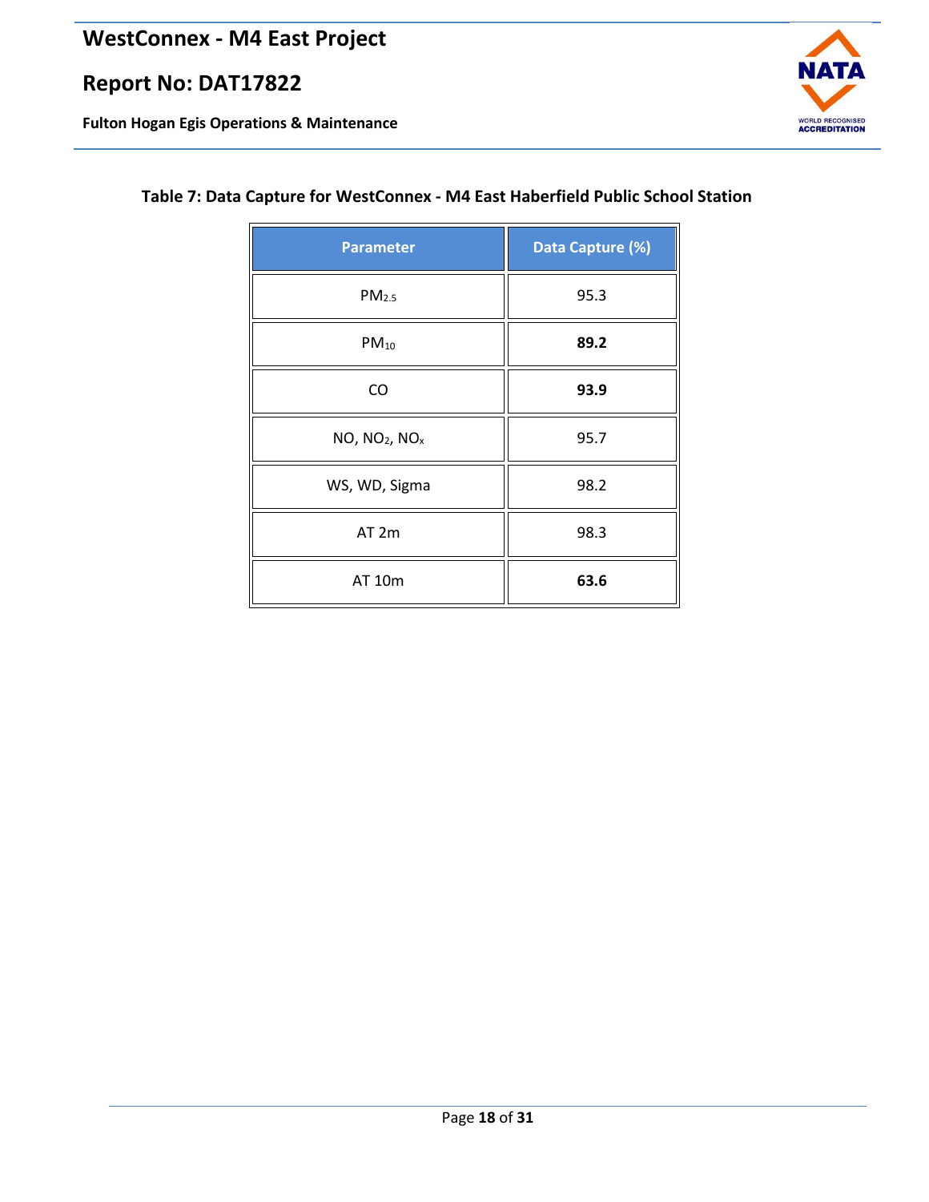**Table 7: Data Capture for WestConnex - M4 East Haberfield Public School Station**

| Parameter | Data Capture (%) |
| --- | --- |
| $PM_{2.5}$ | 95.3 |
| $PM_{10}$ | **89.2** |
| CO | **93.9** |
| NO, $NO_2$, $NO_x$ | 95.7 |
| WS, WD, Sigma | 98.2 |
| AT 2m | 98.3 |
| AT 10m | **63.6** |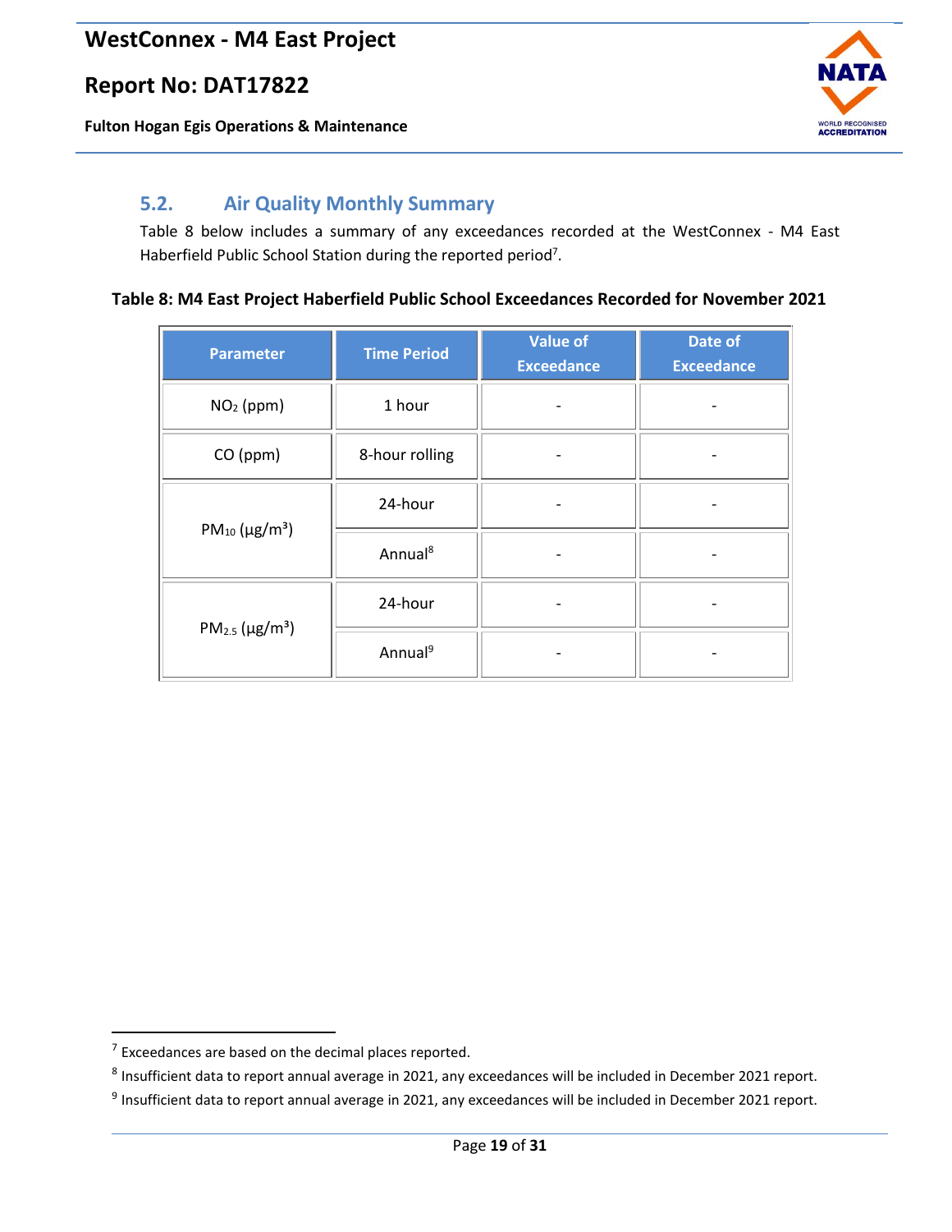## 5.2. Air Quality Monthly Summary

Table 8 below includes a summary of any exceedances recorded at the WestConnex - M4 East Haberfield Public School Station during the reported period[7].

**Table 8: M4 East Project Haberfield Public School Exceedances Recorded for November 2021**

| Parameter | Time Period | Value of Exceedance | Date of Exceedance |
|---|---|---|---|
| $NO_2$ (ppm) | 1 hour | - | - |
| CO (ppm) | 8-hour rolling | - | - |
| $PM_{10}$ (µg/m$^3$) | 24-hour | - | - |
| | Annual[8] | - | - |
| $PM_{2.5}$ (µg/m$^3$) | 24-hour | - | - |
| | Annual[9] | - | - |

[7] Exceedances are based on the decimal places reported.

[8] Insufficient data to report annual average in 2021, any exceedances will be included in December 2021 report.

[9] Insufficient data to report annual average in 2021, any exceedances will be included in December 2021 report.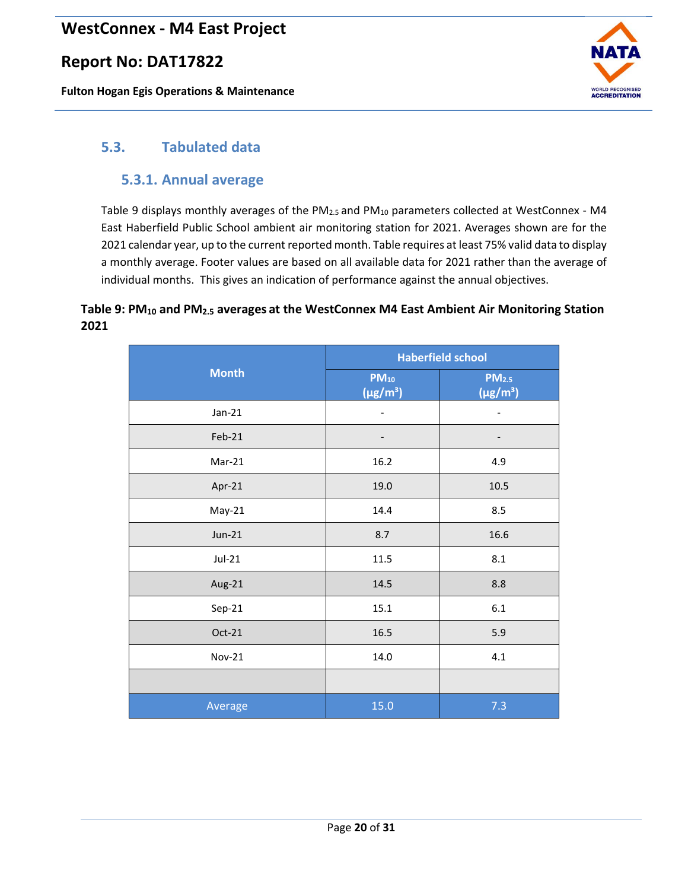## 5.3. Tabulated data

### 5.3.1. Annual average

Table 9 displays monthly averages of the $PM_{2.5}$ and $PM_{10}$ parameters collected at WestConnex - M4 East Haberfield Public School ambient air monitoring station for 2021. Averages shown are for the 2021 calendar year, up to the current reported month. Table requires at least 75% valid data to display a monthly average. Footer values are based on all available data for 2021 rather than the average of individual months. This gives an indication of performance against the annual objectives.

**Table 9: $PM_{10}$ and $PM_{2.5}$ averages at the WestConnex M4 East Ambient Air Monitoring Station 2021**

| Month | Haberfield school | |
|---|---|---|
| | $PM_{10}$ (µg/m³) | $PM_{2.5}$ (µg/m³) |
| Jan-21 | - | - |
| Feb-21 | - | - |
| Mar-21 | 16.2 | 4.9 |
| Apr-21 | 19.0 | 10.5 |
| May-21 | 14.4 | 8.5 |
| Jun-21 | 8.7 | 16.6 |
| Jul-21 | 11.5 | 8.1 |
| Aug-21 | 14.5 | 8.8 |
| Sep-21 | 15.1 | 6.1 |
| Oct-21 | 16.5 | 5.9 |
| Nov-21 | 14.0 | 4.1 |
| | | |
| Average | 15.0 | 7.3 |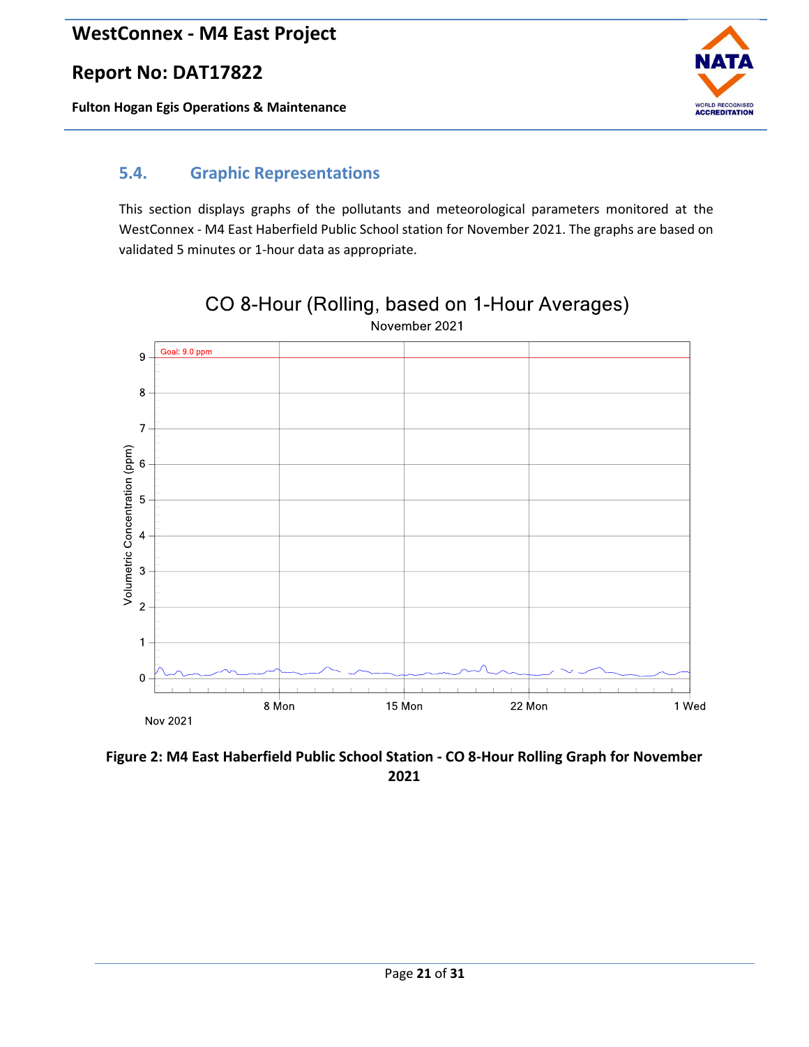## 5.4. Graphic Representations

This section displays graphs of the pollutants and meteorological parameters monitored at the WestConnex - M4 East Haberfield Public School station for November 2021. The graphs are based on validated 5 minutes or 1-hour data as appropriate.

**Figure 2: M4 East Haberfield Public School Station - CO 8-Hour Rolling Graph for November 2021**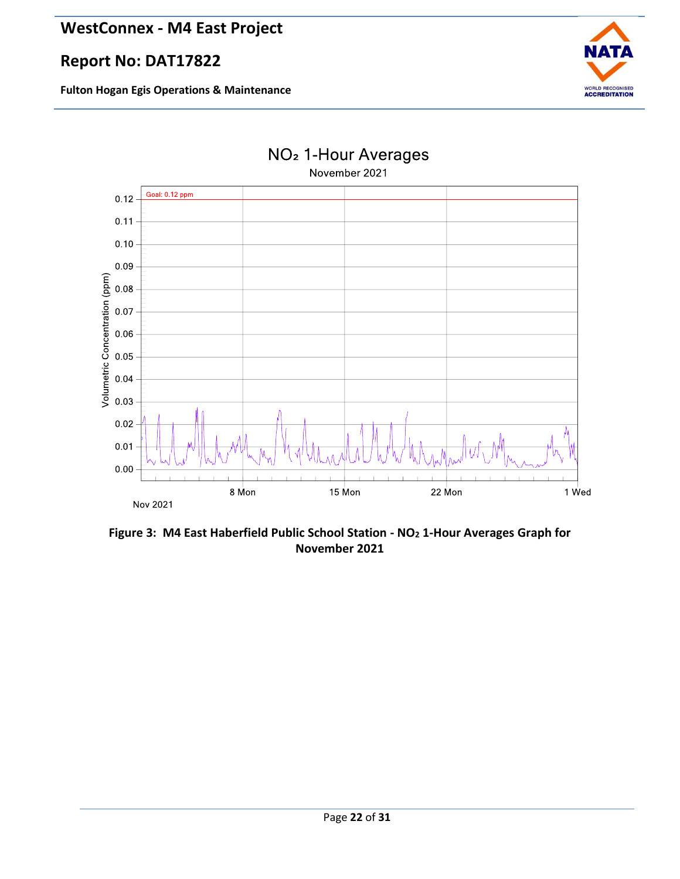## NO₂ 1-Hour Averages

November 2021

Goal: 0.12 ppm

Volumetric Concentration (ppm)

0.12, 0.11, 0.10, 0.09, 0.08, 0.07, 0.06, 0.05, 0.04, 0.03, 0.02, 0.01, 0.00

8 Mon, 15 Mon, 22 Mon, 1 Wed

Nov 2021

**Figure 3: M4 East Haberfield Public School Station - $NO_2$ 1-Hour Averages Graph for November 2021**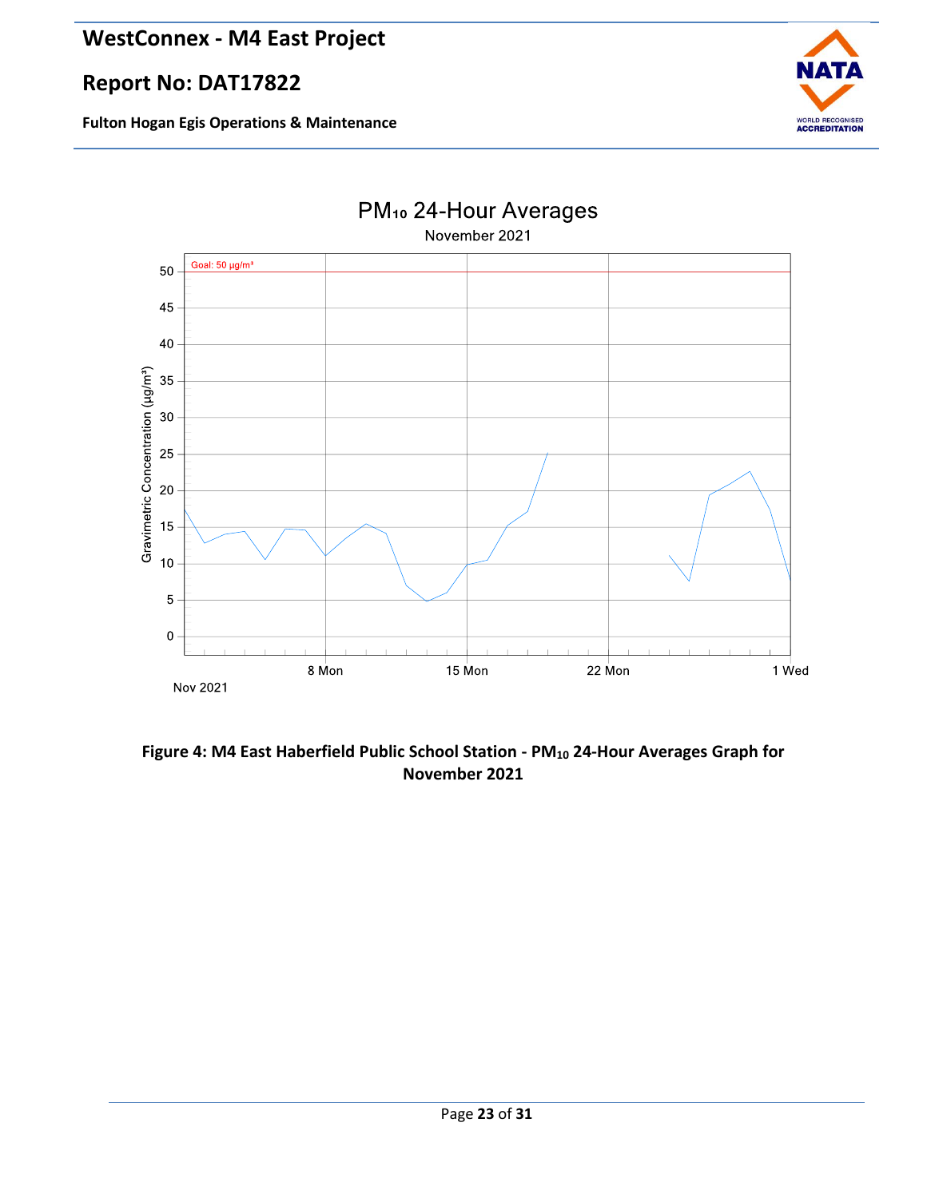**Figure 4: M4 East Haberfield Public School Station - $PM_{10}$ 24-Hour Averages Graph for November 2021**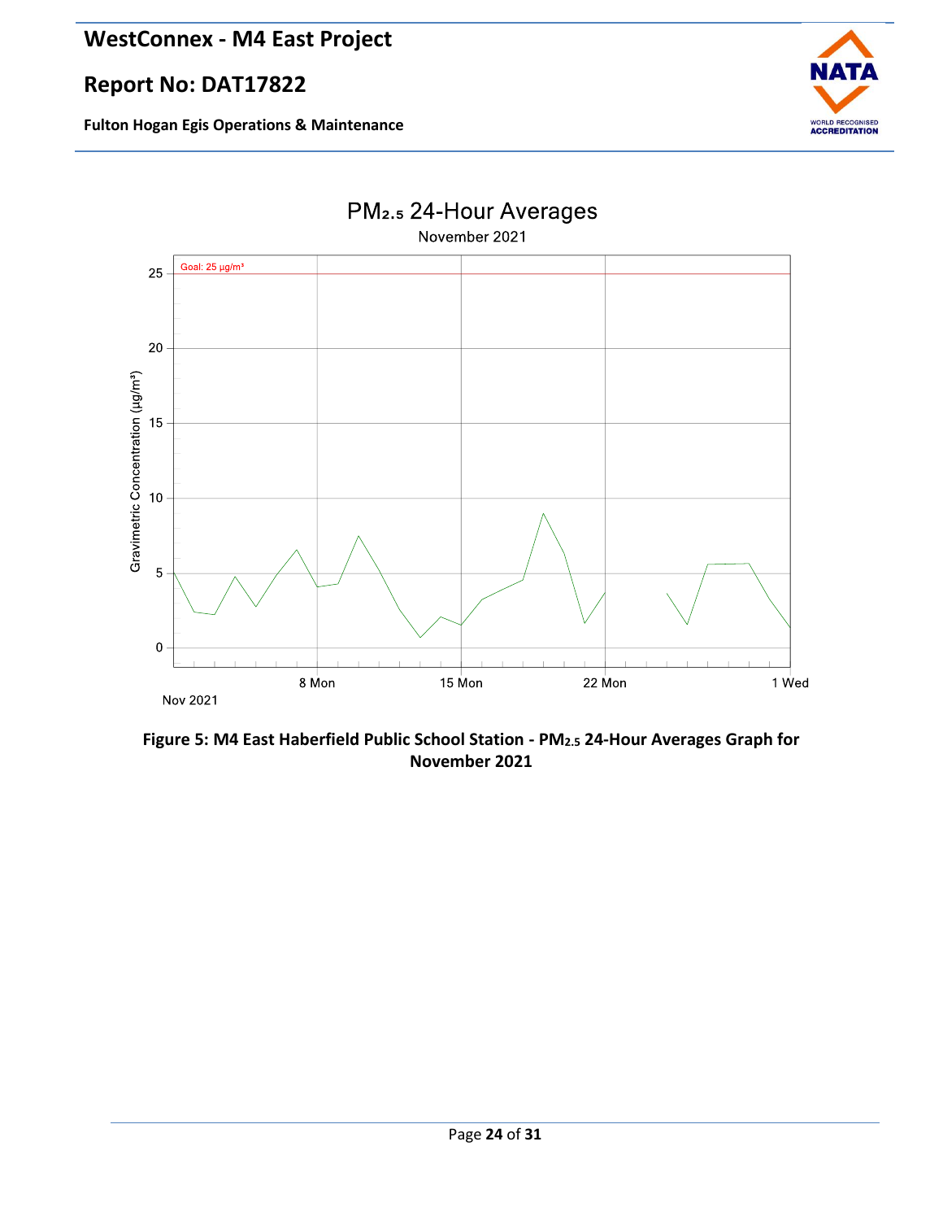PM2.5 24-Hour Averages

November 2021

Goal: 25 µg/m³

Gravimetric Concentration (µg/m³)

Nov 2021

**Figure 5: M4 East Haberfield Public School Station - $PM_{2.5}$ 24-Hour Averages Graph for November 2021**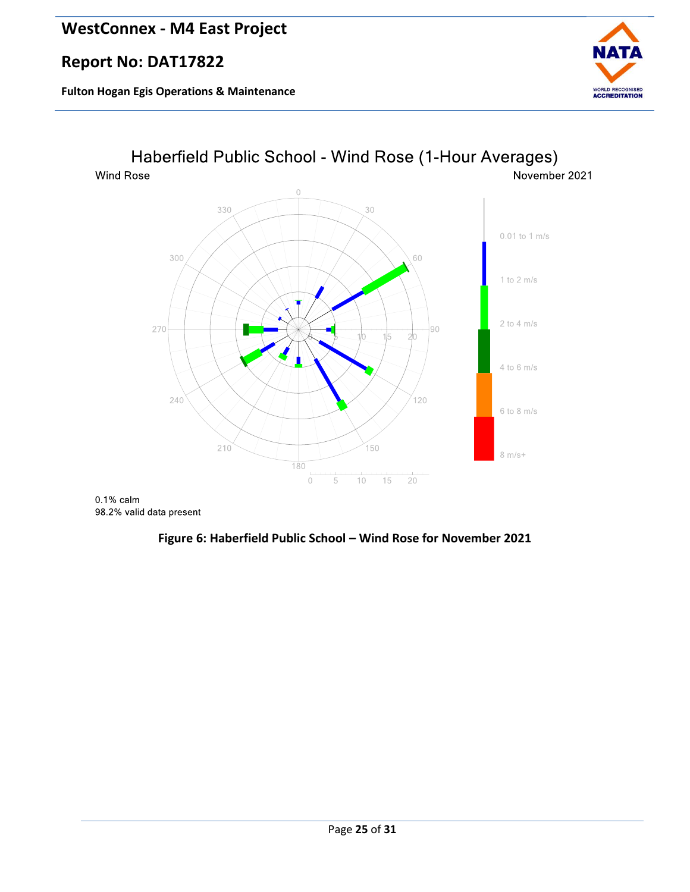Haberfield Public School - Wind Rose (1-Hour Averages)

Wind Rose

November 2021

0.1% calm
98.2% valid data present

**Figure 6: Haberfield Public School – Wind Rose for November 2021**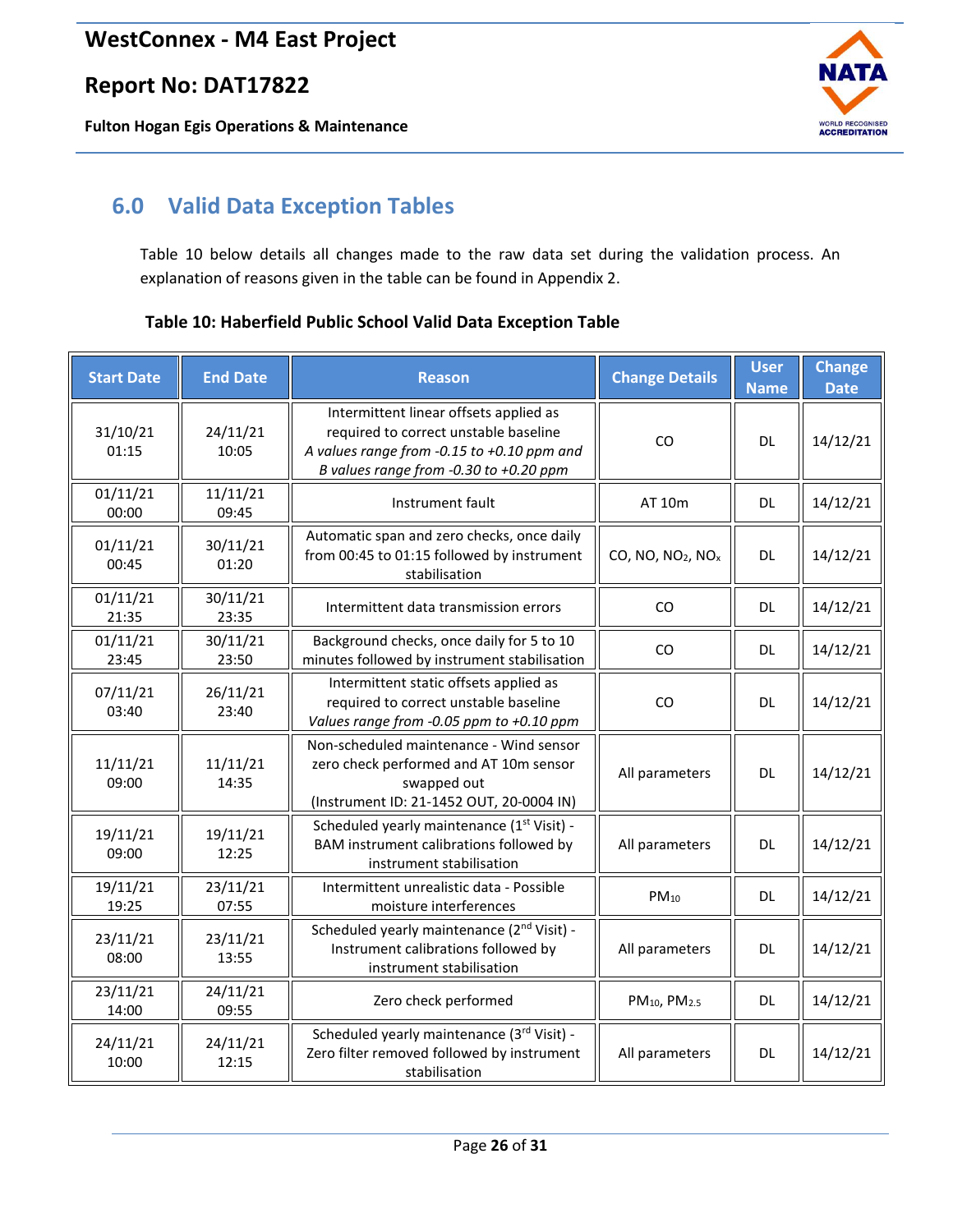## 6.0 Valid Data Exception Tables

Table 10 below details all changes made to the raw data set during the validation process. An explanation of reasons given in the table can be found in Appendix 2.

**Table 10: Haberfield Public School Valid Data Exception Table**

| Start Date | End Date | Reason | Change Details | User Name | Change Date |
|---|---|---|---|---|---|
| 31/10/21 01:15 | 24/11/21 10:05 | Intermittent linear offsets applied as required to correct unstable baseline *A values range from -0.15 to +0.10 ppm and B values range from -0.30 to +0.20 ppm* | CO | DL | 14/12/21 |
| 01/11/21 00:00 | 11/11/21 09:45 | Instrument fault | AT 10m | DL | 14/12/21 |
| 01/11/21 00:45 | 30/11/21 01:20 | Automatic span and zero checks, once daily from 00:45 to 01:15 followed by instrument stabilisation | CO, NO, $NO_2$, $NO_x$ | DL | 14/12/21 |
| 01/11/21 21:35 | 30/11/21 23:35 | Intermittent data transmission errors | CO | DL | 14/12/21 |
| 01/11/21 23:45 | 30/11/21 23:50 | Background checks, once daily for 5 to 10 minutes followed by instrument stabilisation | CO | DL | 14/12/21 |
| 07/11/21 03:40 | 26/11/21 23:40 | Intermittent static offsets applied as required to correct unstable baseline *Values range from -0.05 ppm to +0.10 ppm* | CO | DL | 14/12/21 |
| 11/11/21 09:00 | 11/11/21 14:35 | Non-scheduled maintenance - Wind sensor zero check performed and AT 10m sensor swapped out (Instrument ID: 21-1452 OUT, 20-0004 IN) | All parameters | DL | 14/12/21 |
| 19/11/21 09:00 | 19/11/21 12:25 | Scheduled yearly maintenance (1st Visit) - BAM instrument calibrations followed by instrument stabilisation | All parameters | DL | 14/12/21 |
| 19/11/21 19:25 | 23/11/21 07:55 | Intermittent unrealistic data - Possible moisture interferences | $PM_{10}$ | DL | 14/12/21 |
| 23/11/21 08:00 | 23/11/21 13:55 | Scheduled yearly maintenance (2nd Visit) - Instrument calibrations followed by instrument stabilisation | All parameters | DL | 14/12/21 |
| 23/11/21 14:00 | 24/11/21 09:55 | Zero check performed | $PM_{10}$, $PM_{2.5}$ | DL | 14/12/21 |
| 24/11/21 10:00 | 24/11/21 12:15 | Scheduled yearly maintenance (3rd Visit) - Zero filter removed followed by instrument stabilisation | All parameters | DL | 14/12/21 |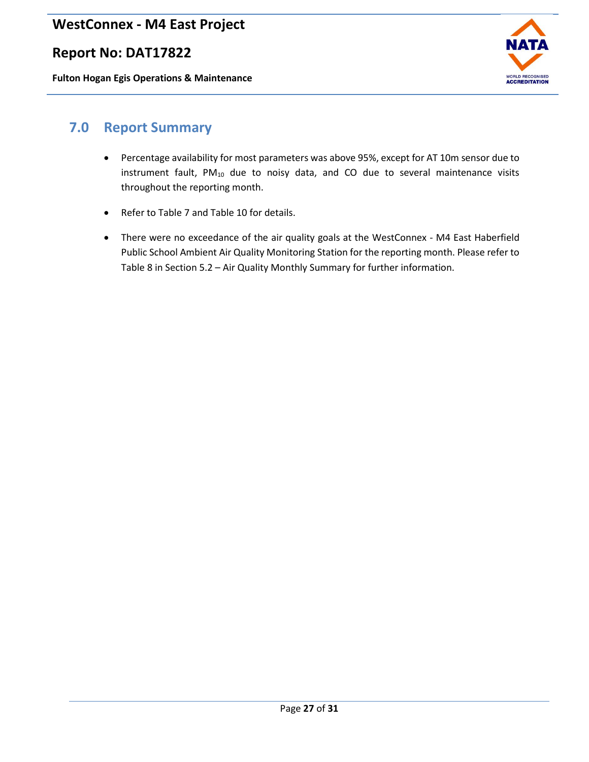## 7.0 Report Summary

- Percentage availability for most parameters was above 95%, except for AT 10m sensor due to instrument fault, $PM_{10}$ due to noisy data, and CO due to several maintenance visits throughout the reporting month.
- Refer to Table 7 and Table 10 for details.
- There were no exceedance of the air quality goals at the WestConnex - M4 East Haberfield Public School Ambient Air Quality Monitoring Station for the reporting month. Please refer to Table 8 in Section 5.2 – Air Quality Monthly Summary for further information.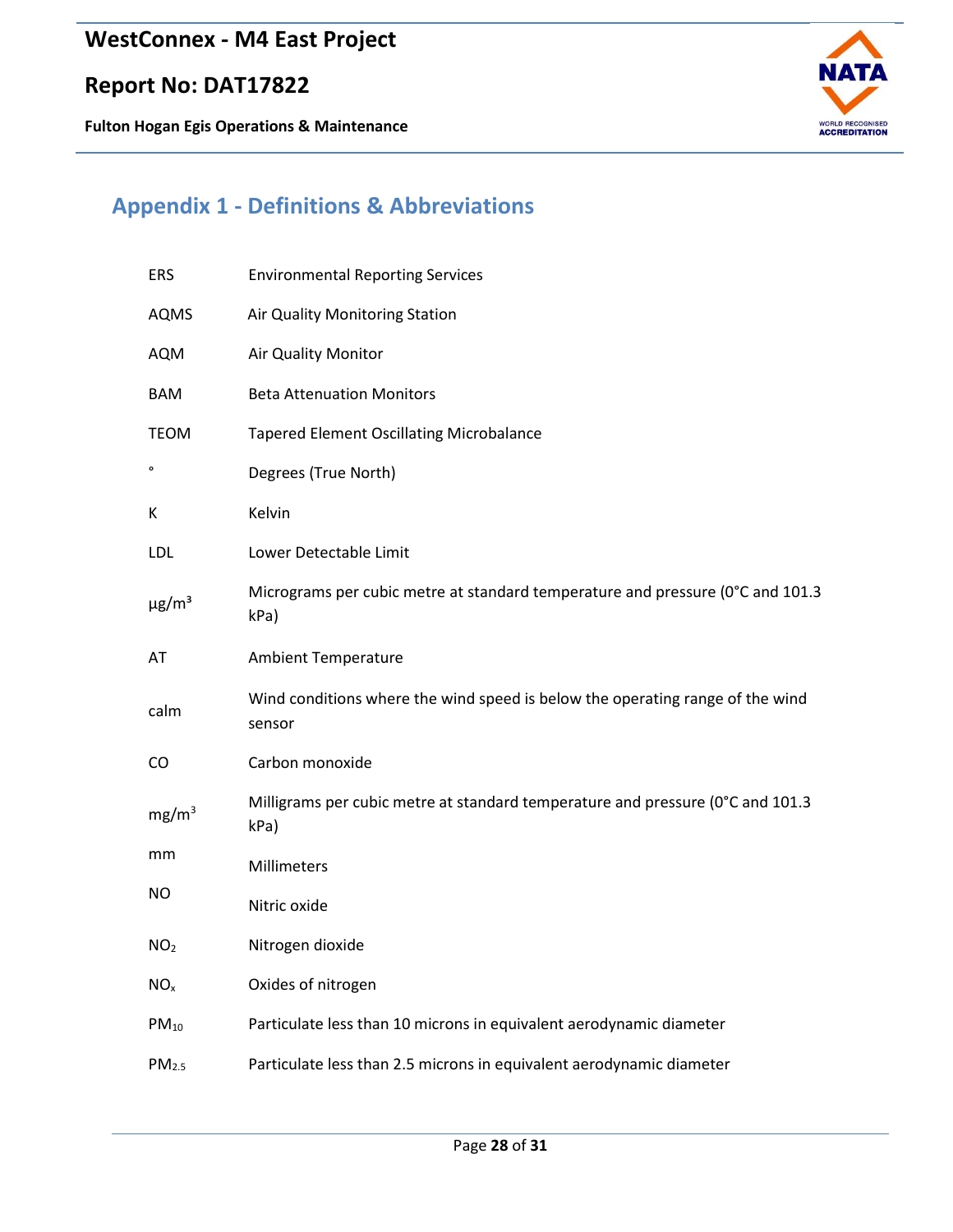# Appendix 1 - Definitions & Abbreviations

| | |
|---|---|
| ERS | Environmental Reporting Services |
| AQMS | Air Quality Monitoring Station |
| AQM | Air Quality Monitor |
| BAM | Beta Attenuation Monitors |
| TEOM | Tapered Element Oscillating Microbalance |
| ° | Degrees (True North) |
| K | Kelvin |
| LDL | Lower Detectable Limit |
| $\mu g/m^3$ | Micrograms per cubic metre at standard temperature and pressure (0°C and 101.3 kPa) |
| AT | Ambient Temperature |
| calm | Wind conditions where the wind speed is below the operating range of the wind sensor |
| CO | Carbon monoxide |
| $mg/m^3$ | Milligrams per cubic metre at standard temperature and pressure (0°C and 101.3 kPa) |
| mm | Millimeters |
| NO | Nitric oxide |
| $NO_2$ | Nitrogen dioxide |
| $NO_x$ | Oxides of nitrogen |
| $PM_{10}$ | Particulate less than 10 microns in equivalent aerodynamic diameter |
| $PM_{2.5}$ | Particulate less than 2.5 microns in equivalent aerodynamic diameter |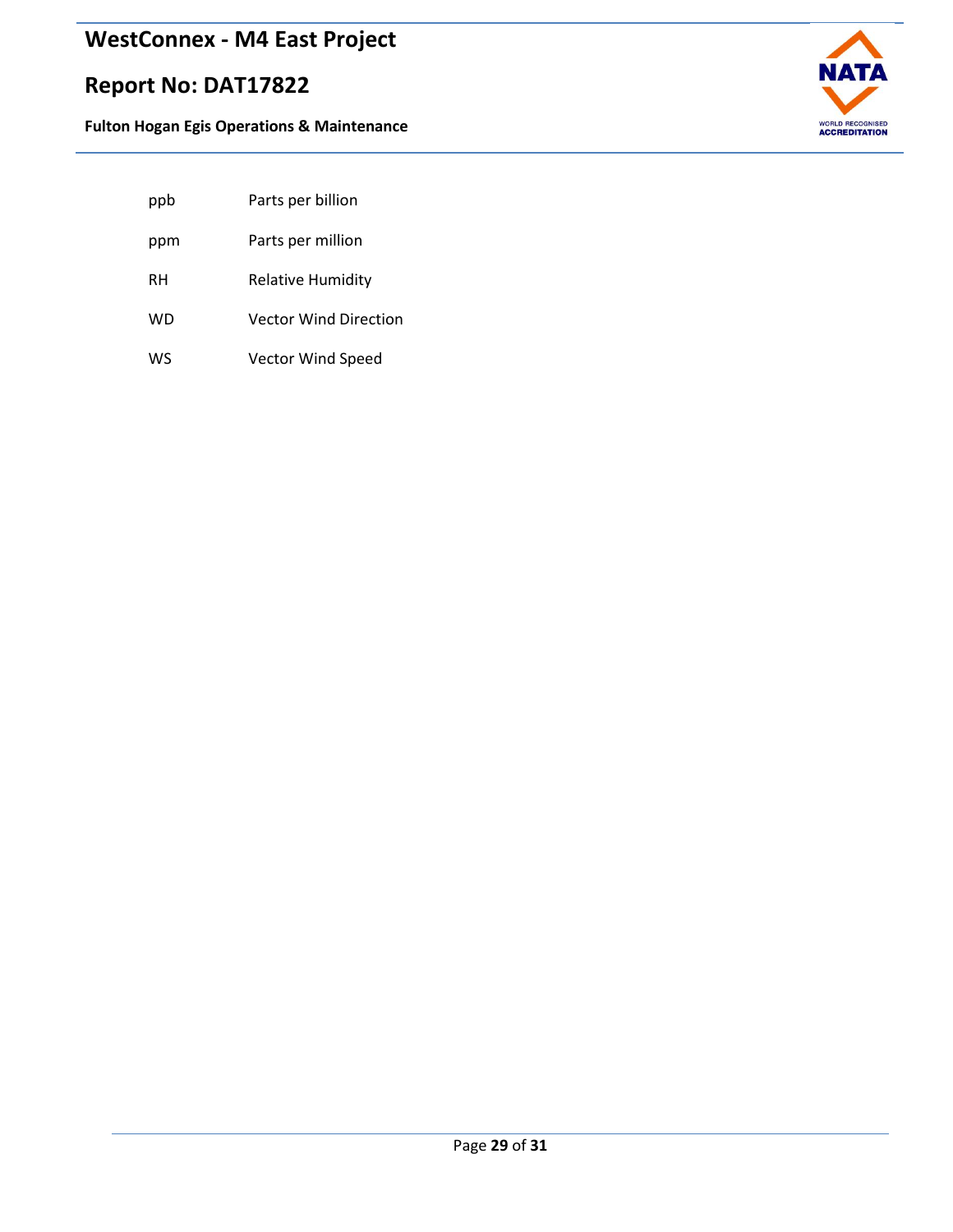| | |
|---|---|
| ppb | Parts per billion |
| ppm | Parts per million |
| RH | Relative Humidity |
| WD | Vector Wind Direction |
| WS | Vector Wind Speed |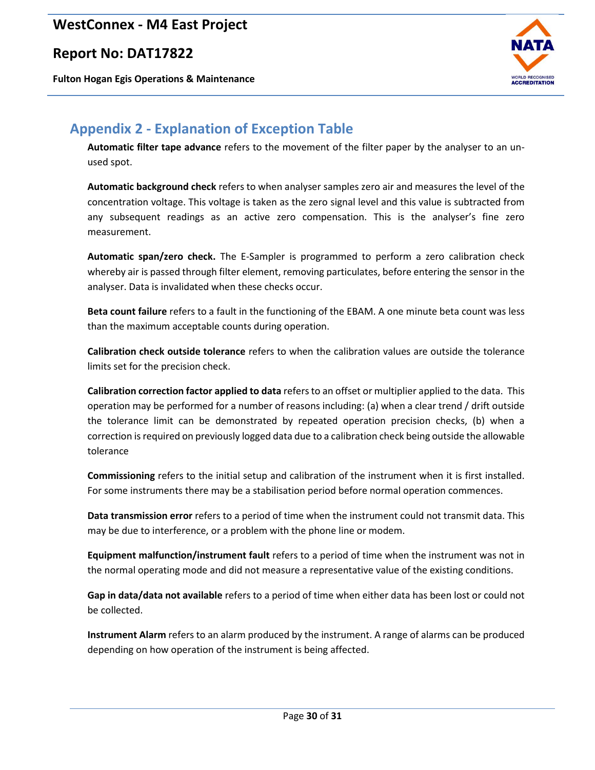## Appendix 2 - Explanation of Exception Table

**Automatic filter tape advance** refers to the movement of the filter paper by the analyser to an un-used spot.

**Automatic background check** refers to when analyser samples zero air and measures the level of the concentration voltage. This voltage is taken as the zero signal level and this value is subtracted from any subsequent readings as an active zero compensation. This is the analyser's fine zero measurement.

**Automatic span/zero check.** The E-Sampler is programmed to perform a zero calibration check whereby air is passed through filter element, removing particulates, before entering the sensor in the analyser. Data is invalidated when these checks occur.

**Beta count failure** refers to a fault in the functioning of the EBAM. A one minute beta count was less than the maximum acceptable counts during operation.

**Calibration check outside tolerance** refers to when the calibration values are outside the tolerance limits set for the precision check.

**Calibration correction factor applied to data** refers to an offset or multiplier applied to the data. This operation may be performed for a number of reasons including: (a) when a clear trend / drift outside the tolerance limit can be demonstrated by repeated operation precision checks, (b) when a correction is required on previously logged data due to a calibration check being outside the allowable tolerance

**Commissioning** refers to the initial setup and calibration of the instrument when it is first installed. For some instruments there may be a stabilisation period before normal operation commences.

**Data transmission error** refers to a period of time when the instrument could not transmit data. This may be due to interference, or a problem with the phone line or modem.

**Equipment malfunction/instrument fault** refers to a period of time when the instrument was not in the normal operating mode and did not measure a representative value of the existing conditions.

**Gap in data/data not available** refers to a period of time when either data has been lost or could not be collected.

**Instrument Alarm** refers to an alarm produced by the instrument. A range of alarms can be produced depending on how operation of the instrument is being affected.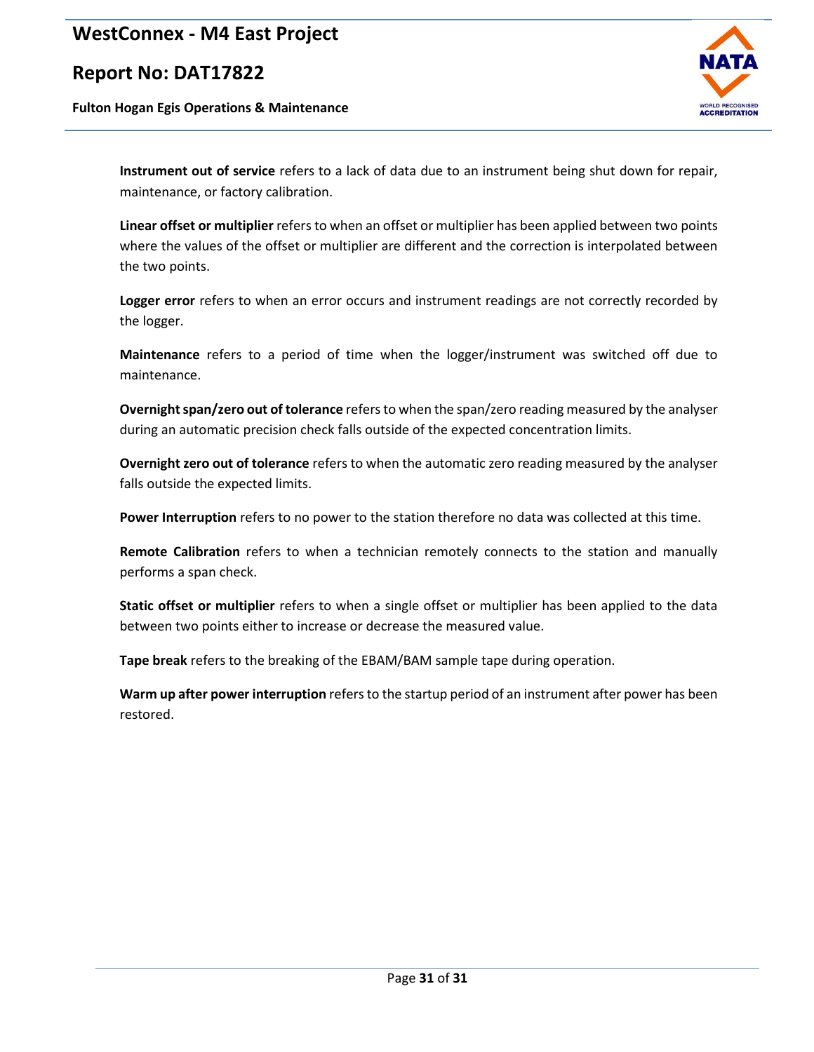**Instrument out of service** refers to a lack of data due to an instrument being shut down for repair, maintenance, or factory calibration.

**Linear offset or multiplier** refers to when an offset or multiplier has been applied between two points where the values of the offset or multiplier are different and the correction is interpolated between the two points.

**Logger error** refers to when an error occurs and instrument readings are not correctly recorded by the logger.

**Maintenance** refers to a period of time when the logger/instrument was switched off due to maintenance.

**Overnight span/zero out of tolerance** refers to when the span/zero reading measured by the analyser during an automatic precision check falls outside of the expected concentration limits.

**Overnight zero out of tolerance** refers to when the automatic zero reading measured by the analyser falls outside the expected limits.

**Power Interruption** refers to no power to the station therefore no data was collected at this time.

**Remote Calibration** refers to when a technician remotely connects to the station and manually performs a span check.

**Static offset or multiplier** refers to when a single offset or multiplier has been applied to the data between two points either to increase or decrease the measured value.

**Tape break** refers to the breaking of the EBAM/BAM sample tape during operation.

**Warm up after power interruption** refers to the startup period of an instrument after power has been restored.